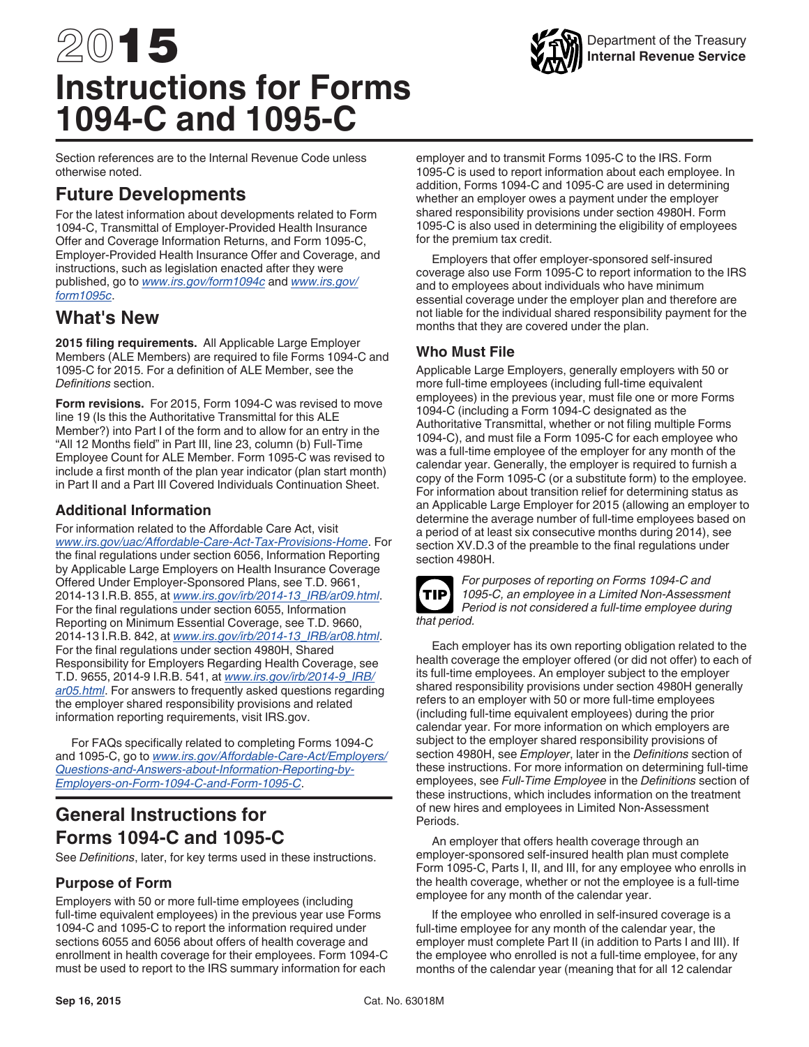# 2015 Instructions for Forms 1094-C and 1095-C

Department of the Treasury
**Internal Revenue Service**

Section references are to the Internal Revenue Code unless otherwise noted.

## Future Developments

For the latest information about developments related to Form 1094-C, Transmittal of Employer-Provided Health Insurance Offer and Coverage Information Returns, and Form 1095-C, Employer-Provided Health Insurance Offer and Coverage, and instructions, such as legislation enacted after they were published, go to *www.irs.gov/form1094c* and *www.irs.gov/form1095c*.

## What's New

**2015 filing requirements.** All Applicable Large Employer Members (ALE Members) are required to file Forms 1094-C and 1095-C for 2015. For a definition of ALE Member, see the *Definitions* section.

**Form revisions.** For 2015, Form 1094-C was revised to move line 19 (Is this the Authoritative Transmittal for this ALE Member?) into Part I of the form and to allow for an entry in the "All 12 Months field" in Part III, line 23, column (b) Full-Time Employee Count for ALE Member. Form 1095-C was revised to include a first month of the plan year indicator (plan start month) in Part II and a Part III Covered Individuals Continuation Sheet.

### Additional Information

For information related to the Affordable Care Act, visit *www.irs.gov/uac/Affordable-Care-Act-Tax-Provisions-Home*. For the final regulations under section 6056, Information Reporting by Applicable Large Employers on Health Insurance Coverage Offered Under Employer-Sponsored Plans, see T.D. 9661, 2014-13 I.R.B. 855, at *www.irs.gov/irb/2014-13_IRB/ar09.html*. For the final regulations under section 6055, Information Reporting on Minimum Essential Coverage, see T.D. 9660, 2014-13 I.R.B. 842, at *www.irs.gov/irb/2014-13_IRB/ar08.html*. For the final regulations under section 4980H, Shared Responsibility for Employers Regarding Health Coverage, see T.D. 9655, 2014-9 I.R.B. 541, at *www.irs.gov/irb/2014-9_IRB/ar05.html*. For answers to frequently asked questions regarding the employer shared responsibility provisions and related information reporting requirements, visit IRS.gov.

For FAQs specifically related to completing Forms 1094-C and 1095-C, go to *www.irs.gov/Affordable-Care-Act/Employers/Questions-and-Answers-about-Information-Reporting-by-Employers-on-Form-1094-C-and-Form-1095-C*.

## General Instructions for Forms 1094-C and 1095-C

See *Definitions*, later, for key terms used in these instructions.

### Purpose of Form

Employers with 50 or more full-time employees (including full-time equivalent employees) in the previous year use Forms 1094-C and 1095-C to report the information required under sections 6055 and 6056 about offers of health coverage and enrollment in health coverage for their employees. Form 1094-C must be used to report to the IRS summary information for each employer and to transmit Forms 1095-C to the IRS. Form 1095-C is used to report information about each employee. In addition, Forms 1094-C and 1095-C are used in determining whether an employer owes a payment under the employer shared responsibility provisions under section 4980H. Form 1095-C is also used in determining the eligibility of employees for the premium tax credit.

Employers that offer employer-sponsored self-insured coverage also use Form 1095-C to report information to the IRS and to employees about individuals who have minimum essential coverage under the employer plan and therefore are not liable for the individual shared responsibility payment for the months that they are covered under the plan.

### Who Must File

Applicable Large Employers, generally employers with 50 or more full-time employees (including full-time equivalent employees) in the previous year, must file one or more Forms 1094-C (including a Form 1094-C designated as the Authoritative Transmittal, whether or not filing multiple Forms 1094-C), and must file a Form 1095-C for each employee who was a full-time employee of the employer for any month of the calendar year. Generally, the employer is required to furnish a copy of the Form 1095-C (or a substitute form) to the employee. For information about transition relief for determining status as an Applicable Large Employer for 2015 (allowing an employer to determine the average number of full-time employees based on a period of at least six consecutive months during 2014), see section XV.D.3 of the preamble to the final regulations under section 4980H.

**TIP** *For purposes of reporting on Forms 1094-C and 1095-C, an employee in a Limited Non-Assessment Period is not considered a full-time employee during that period.*

Each employer has its own reporting obligation related to the health coverage the employer offered (or did not offer) to each of its full-time employees. An employer subject to the employer shared responsibility provisions under section 4980H generally refers to an employer with 50 or more full-time employees (including full-time equivalent employees) during the prior calendar year. For more information on which employers are subject to the employer shared responsibility provisions of section 4980H, see *Employer*, later in the *Definitions* section of these instructions. For more information on determining full-time employees, see *Full-Time Employee* in the *Definitions* section of these instructions, which includes information on the treatment of new hires and employees in Limited Non-Assessment Periods.

An employer that offers health coverage through an employer-sponsored self-insured health plan must complete Form 1095-C, Parts I, II, and III, for any employee who enrolls in the health coverage, whether or not the employee is a full-time employee for any month of the calendar year.

If the employee who enrolled in self-insured coverage is a full-time employee for any month of the calendar year, the employer must complete Part II (in addition to Parts I and III). If the employee who enrolled is not a full-time employee, for any months of the calendar year (meaning that for all 12 calendar

Sep 16, 2015 Cat. No. 63018M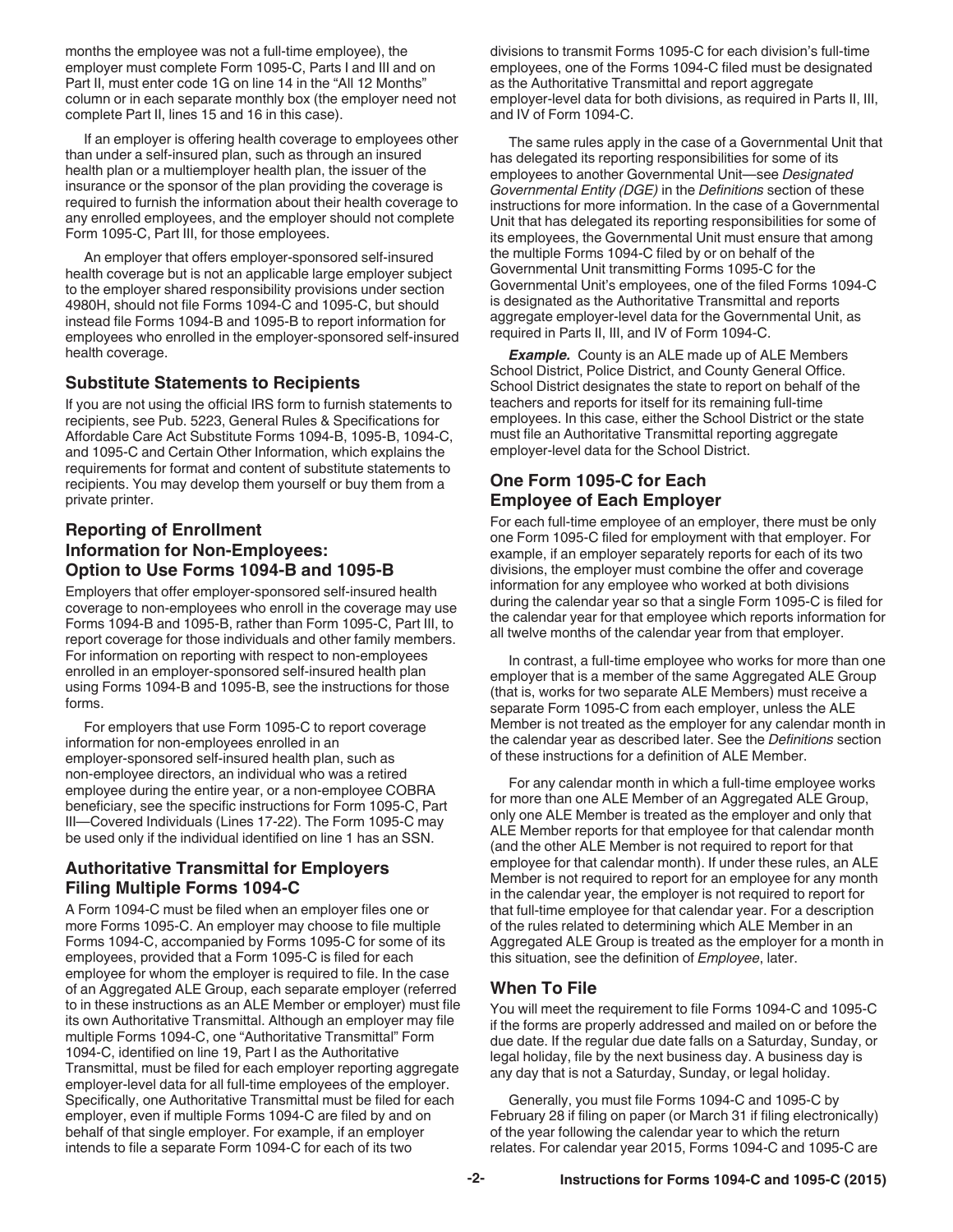months the employee was not a full-time employee), the employer must complete Form 1095-C, Parts I and III and on Part II, must enter code 1G on line 14 in the "All 12 Months" column or in each separate monthly box (the employer need not complete Part II, lines 15 and 16 in this case).

If an employer is offering health coverage to employees other than under a self-insured plan, such as through an insured health plan or a multiemployer health plan, the issuer of the insurance or the sponsor of the plan providing the coverage is required to furnish the information about their health coverage to any enrolled employees, and the employer should not complete Form 1095-C, Part III, for those employees.

An employer that offers employer-sponsored self-insured health coverage but is not an applicable large employer subject to the employer shared responsibility provisions under section 4980H, should not file Forms 1094-C and 1095-C, but should instead file Forms 1094-B and 1095-B to report information for employees who enrolled in the employer-sponsored self-insured health coverage.

### Substitute Statements to Recipients

If you are not using the official IRS form to furnish statements to recipients, see Pub. 5223, General Rules & Specifications for Affordable Care Act Substitute Forms 1094-B, 1095-B, 1094-C, and 1095-C and Certain Other Information, which explains the requirements for format and content of substitute statements to recipients. You may develop them yourself or buy them from a private printer.

### Reporting of Enrollment Information for Non-Employees: Option to Use Forms 1094-B and 1095-B

Employers that offer employer-sponsored self-insured health coverage to non-employees who enroll in the coverage may use Forms 1094-B and 1095-B, rather than Form 1095-C, Part III, to report coverage for those individuals and other family members. For information on reporting with respect to non-employees enrolled in an employer-sponsored self-insured health plan using Forms 1094-B and 1095-B, see the instructions for those forms.

For employers that use Form 1095-C to report coverage information for non-employees enrolled in an employer-sponsored self-insured health plan, such as non-employee directors, an individual who was a retired employee during the entire year, or a non-employee COBRA beneficiary, see the specific instructions for Form 1095-C, Part III—Covered Individuals (Lines 17-22). The Form 1095-C may be used only if the individual identified on line 1 has an SSN.

### Authoritative Transmittal for Employers Filing Multiple Forms 1094-C

A Form 1094-C must be filed when an employer files one or more Forms 1095-C. An employer may choose to file multiple Forms 1094-C, accompanied by Forms 1095-C for some of its employees, provided that a Form 1095-C is filed for each employee for whom the employer is required to file. In the case of an Aggregated ALE Group, each separate employer (referred to in these instructions as an ALE Member or employer) must file its own Authoritative Transmittal. Although an employer may file multiple Forms 1094-C, one "Authoritative Transmittal" Form 1094-C, identified on line 19, Part I as the Authoritative Transmittal, must be filed for each employer reporting aggregate employer-level data for all full-time employees of the employer. Specifically, one Authoritative Transmittal must be filed for each employer, even if multiple Forms 1094-C are filed by and on behalf of that single employer. For example, if an employer intends to file a separate Form 1094-C for each of its two divisions to transmit Forms 1095-C for each division's full-time employees, one of the Forms 1094-C filed must be designated as the Authoritative Transmittal and report aggregate employer-level data for both divisions, as required in Parts II, III, and IV of Form 1094-C.

The same rules apply in the case of a Governmental Unit that has delegated its reporting responsibilities for some of its employees to another Governmental Unit—see *Designated Governmental Entity (DGE)* in the *Definitions* section of these instructions for more information. In the case of a Governmental Unit that has delegated its reporting responsibilities for some of its employees, the Governmental Unit must ensure that among the multiple Forms 1094-C filed by or on behalf of the Governmental Unit transmitting Forms 1095-C for the Governmental Unit's employees, one of the filed Forms 1094-C is designated as the Authoritative Transmittal and reports aggregate employer-level data for the Governmental Unit, as required in Parts II, III, and IV of Form 1094-C.

***Example.*** County is an ALE made up of ALE Members School District, Police District, and County General Office. School District designates the state to report on behalf of the teachers and reports for itself for its remaining full-time employees. In this case, either the School District or the state must file an Authoritative Transmittal reporting aggregate employer-level data for the School District.

### One Form 1095-C for Each Employee of Each Employer

For each full-time employee of an employer, there must be only one Form 1095-C filed for employment with that employer. For example, if an employer separately reports for each of its two divisions, the employer must combine the offer and coverage information for any employee who worked at both divisions during the calendar year so that a single Form 1095-C is filed for the calendar year for that employee which reports information for all twelve months of the calendar year from that employer.

In contrast, a full-time employee who works for more than one employer that is a member of the same Aggregated ALE Group (that is, works for two separate ALE Members) must receive a separate Form 1095-C from each employer, unless the ALE Member is not treated as the employer for any calendar month in the calendar year as described later. See the *Definitions* section of these instructions for a definition of ALE Member.

For any calendar month in which a full-time employee works for more than one ALE Member of an Aggregated ALE Group, only one ALE Member is treated as the employer and only that ALE Member reports for that employee for that calendar month (and the other ALE Member is not required to report for that employee for that calendar month). If under these rules, an ALE Member is not required to report for an employee for any month in the calendar year, the employer is not required to report for that full-time employee for that calendar year. For a description of the rules related to determining which ALE Member in an Aggregated ALE Group is treated as the employer for a month in this situation, see the definition of *Employee*, later.

### When To File

You will meet the requirement to file Forms 1094-C and 1095-C if the forms are properly addressed and mailed on or before the due date. If the regular due date falls on a Saturday, Sunday, or legal holiday, file by the next business day. A business day is any day that is not a Saturday, Sunday, or legal holiday.

Generally, you must file Forms 1094-C and 1095-C by February 28 if filing on paper (or March 31 if filing electronically) of the year following the calendar year to which the return relates. For calendar year 2015, Forms 1094-C and 1095-C are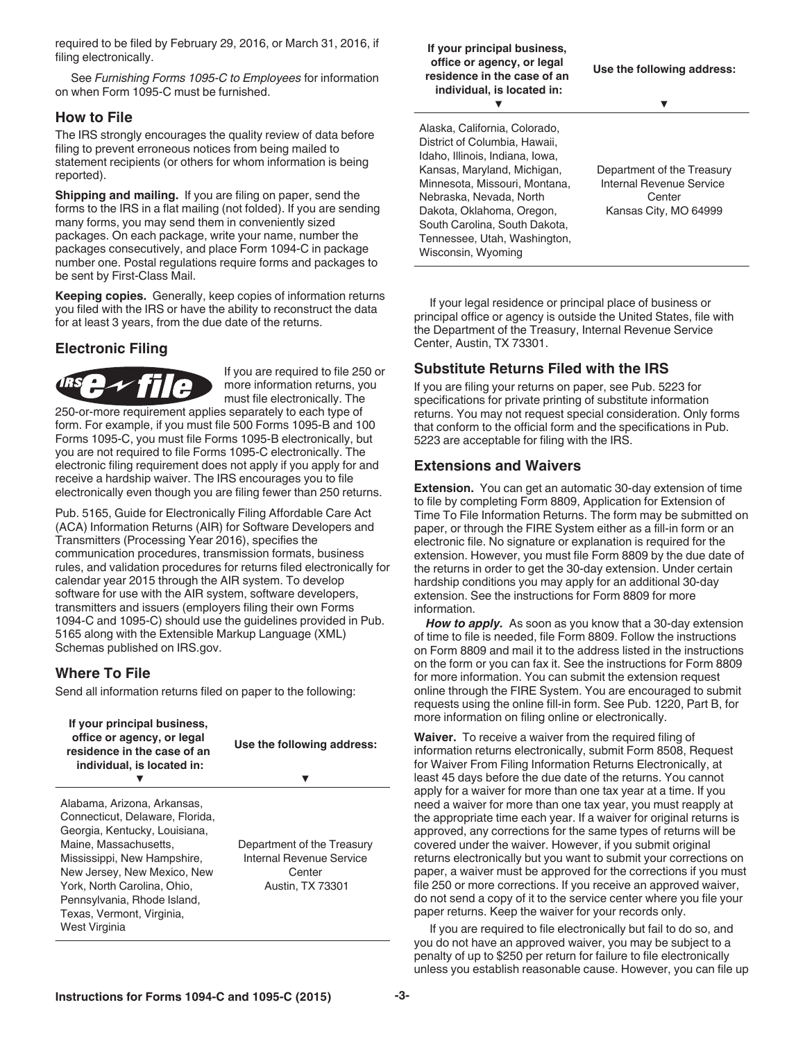required to be filed by February 29, 2016, or March 31, 2016, if filing electronically.

See *Furnishing Forms 1095-C to Employees* for information on when Form 1095-C must be furnished.

## How to File

The IRS strongly encourages the quality review of data before filing to prevent erroneous notices from being mailed to statement recipients (or others for whom information is being reported).

**Shipping and mailing.** If you are filing on paper, send the forms to the IRS in a flat mailing (not folded). If you are sending many forms, you may send them in conveniently sized packages. On each package, write your name, number the packages consecutively, and place Form 1094-C in package number one. Postal regulations require forms and packages to be sent by First-Class Mail.

**Keeping copies.** Generally, keep copies of information returns you filed with the IRS or have the ability to reconstruct the data for at least 3 years, from the due date of the returns.

## Electronic Filing

If you are required to file 250 or more information returns, you must file electronically. The 250-or-more requirement applies separately to each type of form. For example, if you must file 500 Forms 1095-B and 100 Forms 1095-C, you must file Forms 1095-B electronically, but you are not required to file Forms 1095-C electronically. The electronic filing requirement does not apply if you apply for and receive a hardship waiver. The IRS encourages you to file electronically even though you are filing fewer than 250 returns.

Pub. 5165, Guide for Electronically Filing Affordable Care Act (ACA) Information Returns (AIR) for Software Developers and Transmitters (Processing Year 2016), specifies the communication procedures, transmission formats, business rules, and validation procedures for returns filed electronically for calendar year 2015 through the AIR system. To develop software for use with the AIR system, software developers, transmitters and issuers (employers filing their own Forms 1094-C and 1095-C) should use the guidelines provided in Pub. 5165 along with the Extensible Markup Language (XML) Schemas published on IRS.gov.

## Where To File

Send all information returns filed on paper to the following:

| If your principal business, office or agency, or legal residence in the case of an individual, is located in: | Use the following address: |
|---|---|
| Alabama, Arizona, Arkansas, Connecticut, Delaware, Florida, Georgia, Kentucky, Louisiana, Maine, Massachusetts, Mississippi, New Hampshire, New Jersey, New Mexico, New York, North Carolina, Ohio, Pennsylvania, Rhode Island, Texas, Vermont, Virginia, West Virginia | Department of the Treasury Internal Revenue Service Center Austin, TX 73301 |
| Alaska, California, Colorado, District of Columbia, Hawaii, Idaho, Illinois, Indiana, Iowa, Kansas, Maryland, Michigan, Minnesota, Missouri, Montana, Nebraska, Nevada, North Dakota, Oklahoma, Oregon, South Carolina, South Dakota, Tennessee, Utah, Washington, Wisconsin, Wyoming | Department of the Treasury Internal Revenue Service Center Kansas City, MO 64999 |

If your legal residence or principal place of business or principal office or agency is outside the United States, file with the Department of the Treasury, Internal Revenue Service Center, Austin, TX 73301.

## Substitute Returns Filed with the IRS

If you are filing your returns on paper, see Pub. 5223 for specifications for private printing of substitute information returns. You may not request special consideration. Only forms that conform to the official form and the specifications in Pub. 5223 are acceptable for filing with the IRS.

## Extensions and Waivers

**Extension.** You can get an automatic 30-day extension of time to file by completing Form 8809, Application for Extension of Time To File Information Returns. The form may be submitted on paper, or through the FIRE System either as a fill-in form or an electronic file. No signature or explanation is required for the extension. However, you must file Form 8809 by the due date of the returns in order to get the 30-day extension. Under certain hardship conditions you may apply for an additional 30-day extension. See the instructions for Form 8809 for more information.

***How to apply.*** As soon as you know that a 30-day extension of time to file is needed, file Form 8809. Follow the instructions on Form 8809 and mail it to the address listed in the instructions on the form or you can fax it. See the instructions for Form 8809 for more information. You can submit the extension request online through the FIRE System. You are encouraged to submit requests using the online fill-in form. See Pub. 1220, Part B, for more information on filing online or electronically.

**Waiver.** To receive a waiver from the required filing of information returns electronically, submit Form 8508, Request for Waiver From Filing Information Returns Electronically, at least 45 days before the due date of the returns. You cannot apply for a waiver for more than one tax year at a time. If you need a waiver for more than one tax year, you must reapply at the appropriate time each year. If a waiver for original returns is approved, any corrections for the same types of returns will be covered under the waiver. However, if you submit original returns electronically but you want to submit your corrections on paper, a waiver must be approved for the corrections if you must file 250 or more corrections. If you receive an approved waiver, do not send a copy of it to the service center where you file your paper returns. Keep the waiver for your records only.

If you are required to file electronically but fail to do so, and you do not have an approved waiver, you may be subject to a penalty of up to $250 per return for failure to file electronically unless you establish reasonable cause. However, you can file up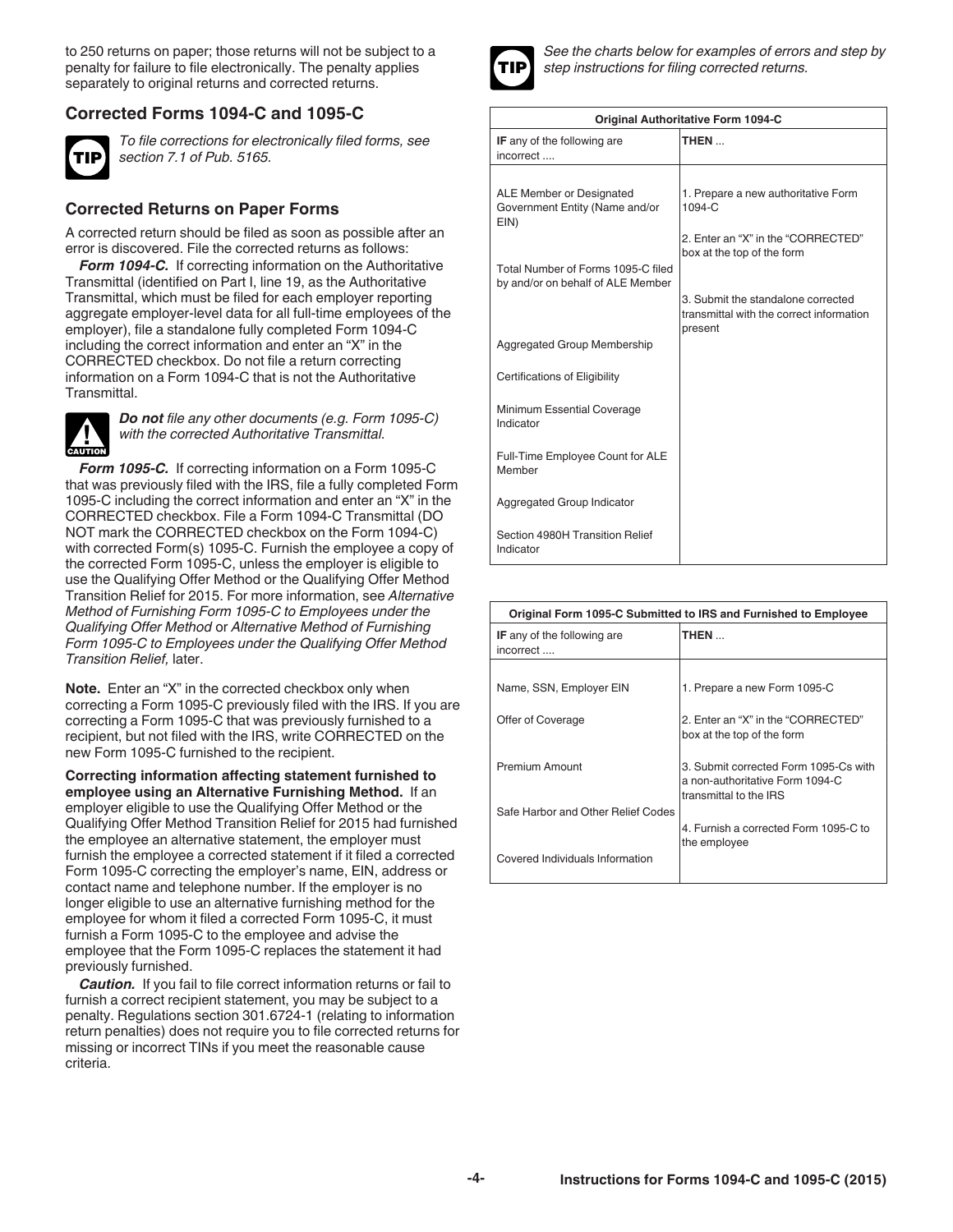to 250 returns on paper; those returns will not be subject to a penalty for failure to file electronically. The penalty applies separately to original returns and corrected returns.

## Corrected Forms 1094-C and 1095-C

**TIP** *To file corrections for electronically filed forms, see section 7.1 of Pub. 5165.*

### Corrected Returns on Paper Forms

A corrected return should be filed as soon as possible after an error is discovered. File the corrected returns as follows:

***Form 1094-C.*** If correcting information on the Authoritative Transmittal (identified on Part I, line 19, as the Authoritative Transmittal, which must be filed for each employer reporting aggregate employer-level data for all full-time employees of the employer), file a standalone fully completed Form 1094-C including the correct information and enter an "X" in the CORRECTED checkbox. Do not file a return correcting information on a Form 1094-C that is not the Authoritative Transmittal.

**CAUTION** ***Do not*** *file any other documents (e.g. Form 1095-C) with the corrected Authoritative Transmittal.*

***Form 1095-C.*** If correcting information on a Form 1095-C that was previously filed with the IRS, file a fully completed Form 1095-C including the correct information and enter an "X" in the CORRECTED checkbox. File a Form 1094-C Transmittal (DO NOT mark the CORRECTED checkbox on the Form 1094-C) with corrected Form(s) 1095-C. Furnish the employee a copy of the corrected Form 1095-C, unless the employer is eligible to use the Qualifying Offer Method or the Qualifying Offer Method Transition Relief for 2015. For more information, see *Alternative Method of Furnishing Form 1095-C to Employees under the Qualifying Offer Method* or *Alternative Method of Furnishing Form 1095-C to Employees under the Qualifying Offer Method Transition Relief,* later.

**Note.** Enter an "X" in the corrected checkbox only when correcting a Form 1095-C previously filed with the IRS. If you are correcting a Form 1095-C that was previously furnished to a recipient, but not filed with the IRS, write CORRECTED on the new Form 1095-C furnished to the recipient.

**Correcting information affecting statement furnished to employee using an Alternative Furnishing Method.** If an employer eligible to use the Qualifying Offer Method or the Qualifying Offer Method Transition Relief for 2015 had furnished the employee an alternative statement, the employer must furnish the employee a corrected statement if it filed a corrected Form 1095-C correcting the employer's name, EIN, address or contact name and telephone number. If the employer is no longer eligible to use an alternative furnishing method for the employee for whom it filed a corrected Form 1095-C, it must furnish a Form 1095-C to the employee and advise the employee that the Form 1095-C replaces the statement it had previously furnished.

***Caution.*** If you fail to file correct information returns or fail to furnish a correct recipient statement, you may be subject to a penalty. Regulations section 301.6724-1 (relating to information return penalties) does not require you to file corrected returns for missing or incorrect TINs if you meet the reasonable cause criteria.

**TIP** *See the charts below for examples of errors and step by step instructions for filing corrected returns.*

| Original Authoritative Form 1094-C | |
|---|---|
| **IF** any of the following are incorrect .... | **THEN** ... |
| ALE Member or Designated Government Entity (Name and/or EIN) | 1. Prepare a new authoritative Form 1094-C |
| | 2. Enter an "X" in the "CORRECTED" box at the top of the form |
| Total Number of Forms 1095-C filed by and/or on behalf of ALE Member | |
| | 3. Submit the standalone corrected transmittal with the correct information present |
| Aggregated Group Membership | |
| Certifications of Eligibility | |
| Minimum Essential Coverage Indicator | |
| Full-Time Employee Count for ALE Member | |
| Aggregated Group Indicator | |
| Section 4980H Transition Relief Indicator | |

| Original Form 1095-C Submitted to IRS and Furnished to Employee | |
|---|---|
| **IF** any of the following are incorrect .... | **THEN** ... |
| Name, SSN, Employer EIN | 1. Prepare a new Form 1095-C |
| Offer of Coverage | 2. Enter an "X" in the "CORRECTED" box at the top of the form |
| Premium Amount | 3. Submit corrected Form 1095-Cs with a non-authoritative Form 1094-C transmittal to the IRS |
| Safe Harbor and Other Relief Codes | |
| | 4. Furnish a corrected Form 1095-C to the employee |
| Covered Individuals Information | |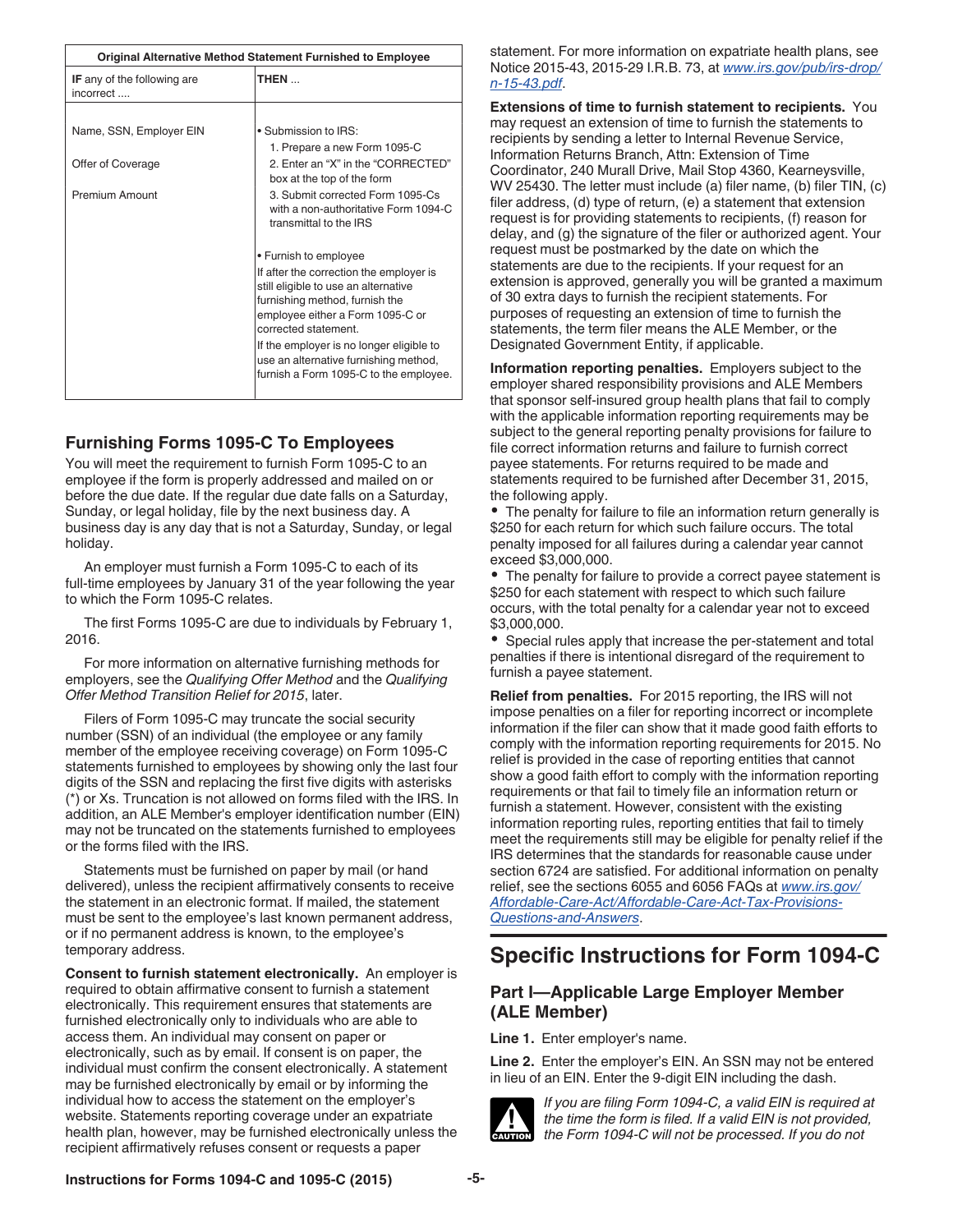| Original Alternative Method Statement Furnished to Employee | |
|---|---|
| **IF** any of the following are incorrect .... | **THEN** ... |
| Name, SSN, Employer EIN<br><br>Offer of Coverage<br><br>Premium Amount | • Submission to IRS:<br>1. Prepare a new Form 1095-C<br>2. Enter an "X" in the "CORRECTED" box at the top of the form<br>3. Submit corrected Form 1095-Cs with a non-authoritative Form 1094-C transmittal to the IRS<br><br>• Furnish to employee<br>If after the correction the employer is still eligible to use an alternative furnishing method, furnish the employee either a Form 1095-C or corrected statement.<br>If the employer is no longer eligible to use an alternative furnishing method, furnish a Form 1095-C to the employee. |

## Furnishing Forms 1095-C To Employees

You will meet the requirement to furnish Form 1095-C to an employee if the form is properly addressed and mailed on or before the due date. If the regular due date falls on a Saturday, Sunday, or legal holiday, file by the next business day. A business day is any day that is not a Saturday, Sunday, or legal holiday.

An employer must furnish a Form 1095-C to each of its full-time employees by January 31 of the year following the year to which the Form 1095-C relates.

The first Forms 1095-C are due to individuals by February 1, 2016.

For more information on alternative furnishing methods for employers, see the *Qualifying Offer Method* and the *Qualifying Offer Method Transition Relief for 2015*, later.

Filers of Form 1095-C may truncate the social security number (SSN) of an individual (the employee or any family member of the employee receiving coverage) on Form 1095-C statements furnished to employees by showing only the last four digits of the SSN and replacing the first five digits with asterisks (*) or Xs. Truncation is not allowed on forms filed with the IRS. In addition, an ALE Member's employer identification number (EIN) may not be truncated on the statements furnished to employees or the forms filed with the IRS.

Statements must be furnished on paper by mail (or hand delivered), unless the recipient affirmatively consents to receive the statement in an electronic format. If mailed, the statement must be sent to the employee's last known permanent address, or if no permanent address is known, to the employee's temporary address.

**Consent to furnish statement electronically.** An employer is required to obtain affirmative consent to furnish a statement electronically. This requirement ensures that statements are furnished electronically only to individuals who are able to access them. An individual may consent on paper or electronically, such as by email. If consent is on paper, the individual must confirm the consent electronically. A statement may be furnished electronically by email or by informing the individual how to access the statement on the employer's website. Statements reporting coverage under an expatriate health plan, however, may be furnished electronically unless the recipient affirmatively refuses consent or requests a paper statement. For more information on expatriate health plans, see Notice 2015-43, 2015-29 I.R.B. 73, at *www.irs.gov/pub/irs-drop/n-15-43.pdf*.

**Extensions of time to furnish statement to recipients.** You may request an extension of time to furnish the statements to recipients by sending a letter to Internal Revenue Service, Information Returns Branch, Attn: Extension of Time Coordinator, 240 Murall Drive, Mail Stop 4360, Kearneysville, WV 25430. The letter must include (a) filer name, (b) filer TIN, (c) filer address, (d) type of return, (e) a statement that extension request is for providing statements to recipients, (f) reason for delay, and (g) the signature of the filer or authorized agent. Your request must be postmarked by the date on which the statements are due to the recipients. If your request for an extension is approved, generally you will be granted a maximum of 30 extra days to furnish the recipient statements. For purposes of requesting an extension of time to furnish the statements, the term filer means the ALE Member, or the Designated Government Entity, if applicable.

**Information reporting penalties.** Employers subject to the employer shared responsibility provisions and ALE Members that sponsor self-insured group health plans that fail to comply with the applicable information reporting requirements may be subject to the general reporting penalty provisions for failure to file correct information returns and failure to furnish correct payee statements. For returns required to be made and statements required to be furnished after December 31, 2015, the following apply.

- The penalty for failure to file an information return generally is $250 for each return for which such failure occurs. The total penalty imposed for all failures during a calendar year cannot exceed $3,000,000.
- The penalty for failure to provide a correct payee statement is $250 for each statement with respect to which such failure occurs, with the total penalty for a calendar year not to exceed $3,000,000.
- Special rules apply that increase the per-statement and total penalties if there is intentional disregard of the requirement to furnish a payee statement.

**Relief from penalties.** For 2015 reporting, the IRS will not impose penalties on a filer for reporting incorrect or incomplete information if the filer can show that it made good faith efforts to comply with the information reporting requirements for 2015. No relief is provided in the case of reporting entities that cannot show a good faith effort to comply with the information reporting requirements or that fail to timely file an information return or furnish a statement. However, consistent with the existing information reporting rules, reporting entities that fail to timely meet the requirements still may be eligible for penalty relief if the IRS determines that the standards for reasonable cause under section 6724 are satisfied. For additional information on penalty relief, see the sections 6055 and 6056 FAQs at *www.irs.gov/Affordable-Care-Act/Affordable-Care-Act-Tax-Provisions-Questions-and-Answers*.

# Specific Instructions for Form 1094-C

## Part I—Applicable Large Employer Member (ALE Member)

**Line 1.** Enter employer's name.

**Line 2.** Enter the employer's EIN. An SSN may not be entered in lieu of an EIN. Enter the 9-digit EIN including the dash.

CAUTION: *If you are filing Form 1094-C, a valid EIN is required at the time the form is filed. If a valid EIN is not provided, the Form 1094-C will not be processed. If you do not*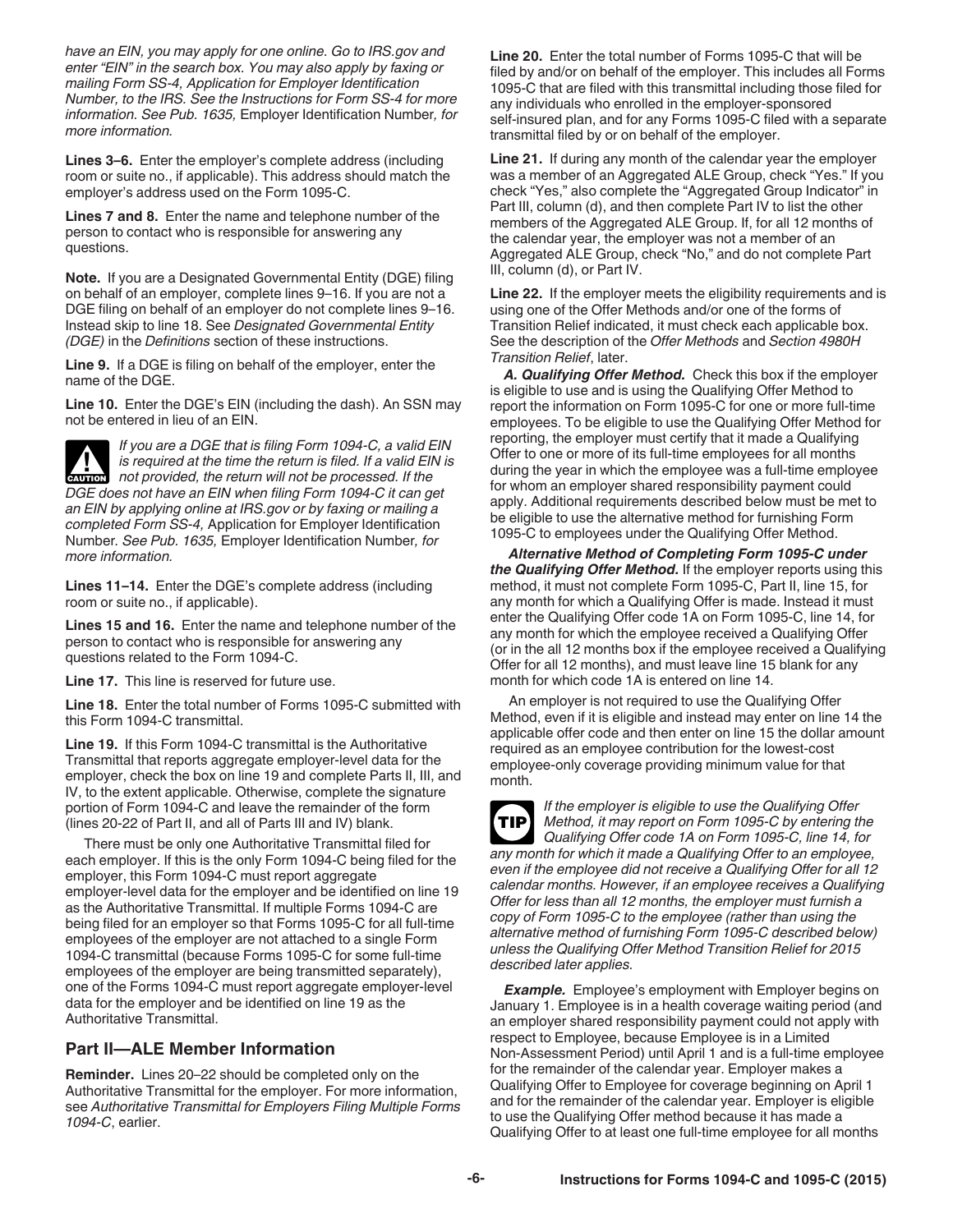*have an EIN, you may apply for one online. Go to IRS.gov and enter "EIN" in the search box. You may also apply by faxing or mailing Form SS-4, Application for Employer Identification Number, to the IRS. See the Instructions for Form SS-4 for more information. See Pub. 1635,* Employer Identification Number*, for more information.*

**Lines 3–6.** Enter the employer's complete address (including room or suite no., if applicable). This address should match the employer's address used on the Form 1095-C.

**Lines 7 and 8.** Enter the name and telephone number of the person to contact who is responsible for answering any questions.

**Note.** If you are a Designated Governmental Entity (DGE) filing on behalf of an employer, complete lines 9–16. If you are not a DGE filing on behalf of an employer do not complete lines 9–16. Instead skip to line 18. See *Designated Governmental Entity (DGE)* in the *Definitions* section of these instructions.

**Line 9.** If a DGE is filing on behalf of the employer, enter the name of the DGE.

**Line 10.** Enter the DGE's EIN (including the dash). An SSN may not be entered in lieu of an EIN.

**CAUTION** *If you are a DGE that is filing Form 1094-C, a valid EIN is required at the time the return is filed. If a valid EIN is not provided, the return will not be processed. If the DGE does not have an EIN when filing Form 1094-C it can get an EIN by applying online at IRS.gov or by faxing or mailing a completed Form SS-4,* Application for Employer Identification Number*. See Pub. 1635,* Employer Identification Number*, for more information.*

**Lines 11–14.** Enter the DGE's complete address (including room or suite no., if applicable).

**Lines 15 and 16.** Enter the name and telephone number of the person to contact who is responsible for answering any questions related to the Form 1094-C.

**Line 17.** This line is reserved for future use.

**Line 18.** Enter the total number of Forms 1095-C submitted with this Form 1094-C transmittal.

**Line 19.** If this Form 1094-C transmittal is the Authoritative Transmittal that reports aggregate employer-level data for the employer, check the box on line 19 and complete Parts II, III, and IV, to the extent applicable. Otherwise, complete the signature portion of Form 1094-C and leave the remainder of the form (lines 20-22 of Part II, and all of Parts III and IV) blank.

There must be only one Authoritative Transmittal filed for each employer. If this is the only Form 1094-C being filed for the employer, this Form 1094-C must report aggregate employer-level data for the employer and be identified on line 19 as the Authoritative Transmittal. If multiple Forms 1094-C are being filed for an employer so that Forms 1095-C for all full-time employees of the employer are not attached to a single Form 1094-C transmittal (because Forms 1095-C for some full-time employees of the employer are being transmitted separately), one of the Forms 1094-C must report aggregate employer-level data for the employer and be identified on line 19 as the Authoritative Transmittal.

## Part II—ALE Member Information

**Reminder.** Lines 20–22 should be completed only on the Authoritative Transmittal for the employer. For more information, see *Authoritative Transmittal for Employers Filing Multiple Forms 1094-C*, earlier.

**Line 20.** Enter the total number of Forms 1095-C that will be filed by and/or on behalf of the employer. This includes all Forms 1095-C that are filed with this transmittal including those filed for any individuals who enrolled in the employer-sponsored self-insured plan, and for any Forms 1095-C filed with a separate transmittal filed by or on behalf of the employer.

**Line 21.** If during any month of the calendar year the employer was a member of an Aggregated ALE Group, check "Yes." If you check "Yes," also complete the "Aggregated Group Indicator" in Part III, column (d), and then complete Part IV to list the other members of the Aggregated ALE Group. If, for all 12 months of the calendar year, the employer was not a member of an Aggregated ALE Group, check "No," and do not complete Part III, column (d), or Part IV.

**Line 22.** If the employer meets the eligibility requirements and is using one of the Offer Methods and/or one of the forms of Transition Relief indicated, it must check each applicable box. See the description of the *Offer Methods* and *Section 4980H Transition Relief*, later.

***A. Qualifying Offer Method.*** Check this box if the employer is eligible to use and is using the Qualifying Offer Method to report the information on Form 1095-C for one or more full-time employees. To be eligible to use the Qualifying Offer Method for reporting, the employer must certify that it made a Qualifying Offer to one or more of its full-time employees for all months during the year in which the employee was a full-time employee for whom an employer shared responsibility payment could apply. Additional requirements described below must be met to be eligible to use the alternative method for furnishing Form 1095-C to employees under the Qualifying Offer Method.

***Alternative Method of Completing Form 1095-C under the Qualifying Offer Method.*** If the employer reports using this method, it must not complete Form 1095-C, Part II, line 15, for any month for which a Qualifying Offer is made. Instead it must enter the Qualifying Offer code 1A on Form 1095-C, line 14, for any month for which the employee received a Qualifying Offer (or in the all 12 months box if the employee received a Qualifying Offer for all 12 months), and must leave line 15 blank for any month for which code 1A is entered on line 14.

An employer is not required to use the Qualifying Offer Method, even if it is eligible and instead may enter on line 14 the applicable offer code and then enter on line 15 the dollar amount required as an employee contribution for the lowest-cost employee-only coverage providing minimum value for that month.

**TIP** *If the employer is eligible to use the Qualifying Offer Method, it may report on Form 1095-C by entering the Qualifying Offer code 1A on Form 1095-C, line 14, for any month for which it made a Qualifying Offer to an employee, even if the employee did not receive a Qualifying Offer for all 12 calendar months. However, if an employee receives a Qualifying Offer for less than all 12 months, the employer must furnish a copy of Form 1095-C to the employee (rather than using the alternative method of furnishing Form 1095-C described below) unless the Qualifying Offer Method Transition Relief for 2015 described later applies.*

***Example.*** Employee's employment with Employer begins on January 1. Employee is in a health coverage waiting period (and an employer shared responsibility payment could not apply with respect to Employee, because Employee is in a Limited Non-Assessment Period) until April 1 and is a full-time employee for the remainder of the calendar year. Employer makes a Qualifying Offer to Employee for coverage beginning on April 1 and for the remainder of the calendar year. Employer is eligible to use the Qualifying Offer method because it has made a Qualifying Offer to at least one full-time employee for all months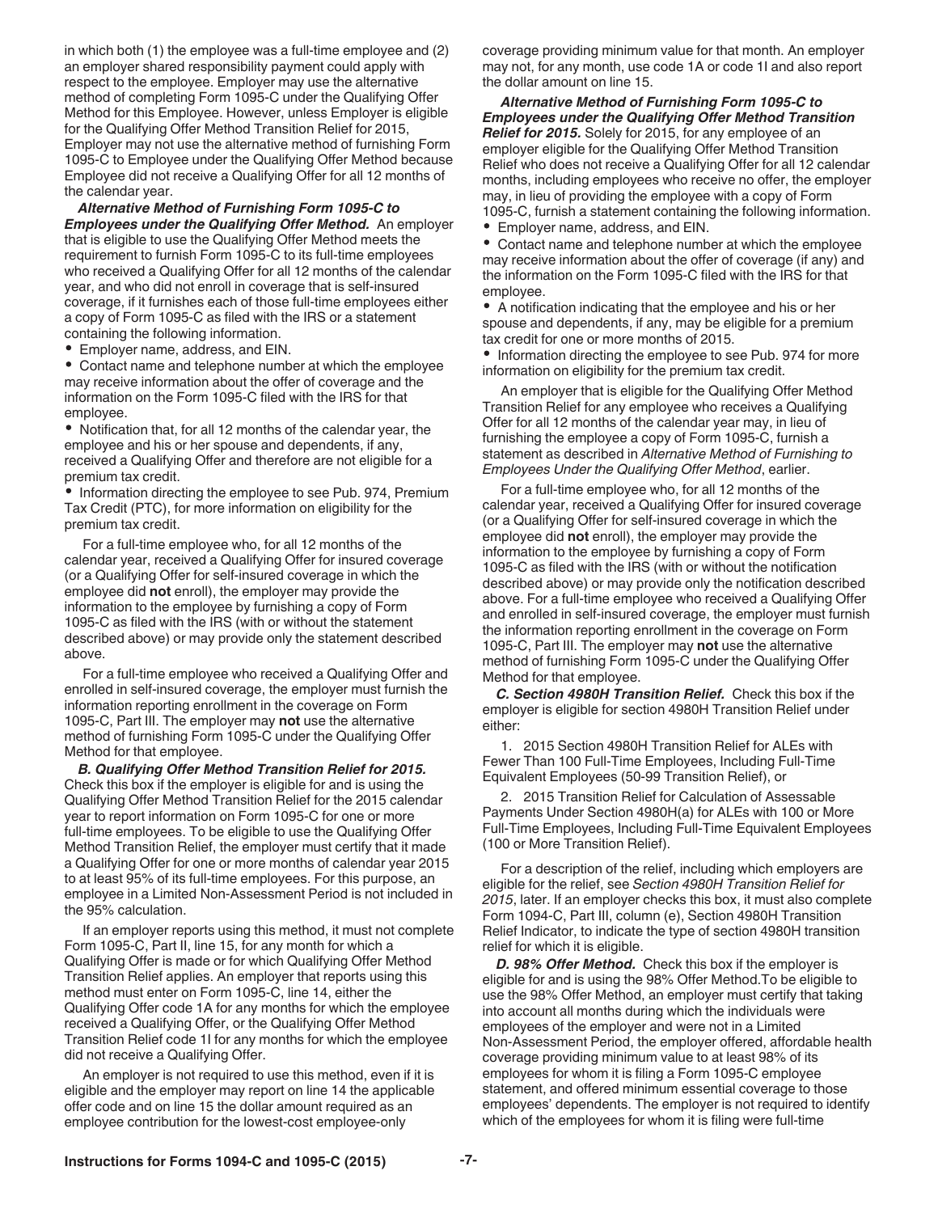in which both (1) the employee was a full-time employee and (2) an employer shared responsibility payment could apply with respect to the employee. Employer may use the alternative method of completing Form 1095-C under the Qualifying Offer Method for this Employee. However, unless Employer is eligible for the Qualifying Offer Method Transition Relief for 2015, Employer may not use the alternative method of furnishing Form 1095-C to Employee under the Qualifying Offer Method because Employee did not receive a Qualifying Offer for all 12 months of the calendar year.

***Alternative Method of Furnishing Form 1095-C to Employees under the Qualifying Offer Method.*** An employer that is eligible to use the Qualifying Offer Method meets the requirement to furnish Form 1095-C to its full-time employees who received a Qualifying Offer for all 12 months of the calendar year, and who did not enroll in coverage that is self-insured coverage, if it furnishes each of those full-time employees either a copy of Form 1095-C as filed with the IRS or a statement containing the following information.

- Employer name, address, and EIN.
- Contact name and telephone number at which the employee may receive information about the offer of coverage and the information on the Form 1095-C filed with the IRS for that employee.
- Notification that, for all 12 months of the calendar year, the employee and his or her spouse and dependents, if any, received a Qualifying Offer and therefore are not eligible for a premium tax credit.
- Information directing the employee to see Pub. 974, Premium Tax Credit (PTC), for more information on eligibility for the premium tax credit.

For a full-time employee who, for all 12 months of the calendar year, received a Qualifying Offer for insured coverage (or a Qualifying Offer for self-insured coverage in which the employee did **not** enroll), the employer may provide the information to the employee by furnishing a copy of Form 1095-C as filed with the IRS (with or without the statement described above) or may provide only the statement described above.

For a full-time employee who received a Qualifying Offer and enrolled in self-insured coverage, the employer must furnish the information reporting enrollment in the coverage on Form 1095-C, Part III. The employer may **not** use the alternative method of furnishing Form 1095-C under the Qualifying Offer Method for that employee.

***B. Qualifying Offer Method Transition Relief for 2015.*** Check this box if the employer is eligible for and is using the Qualifying Offer Method Transition Relief for the 2015 calendar year to report information on Form 1095-C for one or more full-time employees. To be eligible to use the Qualifying Offer Method Transition Relief, the employer must certify that it made a Qualifying Offer for one or more months of calendar year 2015 to at least 95% of its full-time employees. For this purpose, an employee in a Limited Non-Assessment Period is not included in the 95% calculation.

If an employer reports using this method, it must not complete Form 1095-C, Part II, line 15, for any month for which a Qualifying Offer is made or for which Qualifying Offer Method Transition Relief applies. An employer that reports using this method must enter on Form 1095-C, line 14, either the Qualifying Offer code 1A for any months for which the employee received a Qualifying Offer, or the Qualifying Offer Method Transition Relief code 1I for any months for which the employee did not receive a Qualifying Offer.

An employer is not required to use this method, even if it is eligible and the employer may report on line 14 the applicable offer code and on line 15 the dollar amount required as an employee contribution for the lowest-cost employee-only coverage providing minimum value for that month. An employer may not, for any month, use code 1A or code 1I and also report the dollar amount on line 15.

***Alternative Method of Furnishing Form 1095-C to Employees under the Qualifying Offer Method Transition Relief for 2015.*** Solely for 2015, for any employee of an employer eligible for the Qualifying Offer Method Transition Relief who does not receive a Qualifying Offer for all 12 calendar months, including employees who receive no offer, the employer may, in lieu of providing the employee with a copy of Form 1095-C, furnish a statement containing the following information.

- Employer name, address, and EIN.
- Contact name and telephone number at which the employee may receive information about the offer of coverage (if any) and the information on the Form 1095-C filed with the IRS for that employee.
- A notification indicating that the employee and his or her spouse and dependents, if any, may be eligible for a premium tax credit for one or more months of 2015.
- Information directing the employee to see Pub. 974 for more information on eligibility for the premium tax credit.

An employer that is eligible for the Qualifying Offer Method Transition Relief for any employee who receives a Qualifying Offer for all 12 months of the calendar year may, in lieu of furnishing the employee a copy of Form 1095-C, furnish a statement as described in *Alternative Method of Furnishing to Employees Under the Qualifying Offer Method*, earlier.

For a full-time employee who, for all 12 months of the calendar year, received a Qualifying Offer for insured coverage (or a Qualifying Offer for self-insured coverage in which the employee did **not** enroll), the employer may provide the information to the employee by furnishing a copy of Form 1095-C as filed with the IRS (with or without the notification described above) or may provide only the notification described above. For a full-time employee who received a Qualifying Offer and enrolled in self-insured coverage, the employer must furnish the information reporting enrollment in the coverage on Form 1095-C, Part III. The employer may **not** use the alternative method of furnishing Form 1095-C under the Qualifying Offer Method for that employee.

***C. Section 4980H Transition Relief.*** Check this box if the employer is eligible for section 4980H Transition Relief under either:

1. 2015 Section 4980H Transition Relief for ALEs with Fewer Than 100 Full-Time Employees, Including Full-Time Equivalent Employees (50-99 Transition Relief), or

2. 2015 Transition Relief for Calculation of Assessable Payments Under Section 4980H(a) for ALEs with 100 or More Full-Time Employees, Including Full-Time Equivalent Employees (100 or More Transition Relief).

For a description of the relief, including which employers are eligible for the relief, see *Section 4980H Transition Relief for 2015*, later. If an employer checks this box, it must also complete Form 1094-C, Part III, column (e), Section 4980H Transition Relief Indicator, to indicate the type of section 4980H transition relief for which it is eligible.

***D. 98% Offer Method.*** Check this box if the employer is eligible for and is using the 98% Offer Method.To be eligible to use the 98% Offer Method, an employer must certify that taking into account all months during which the individuals were employees of the employer and were not in a Limited Non-Assessment Period, the employer offered, affordable health coverage providing minimum value to at least 98% of its employees for whom it is filing a Form 1095-C employee statement, and offered minimum essential coverage to those employees' dependents. The employer is not required to identify which of the employees for whom it is filing were full-time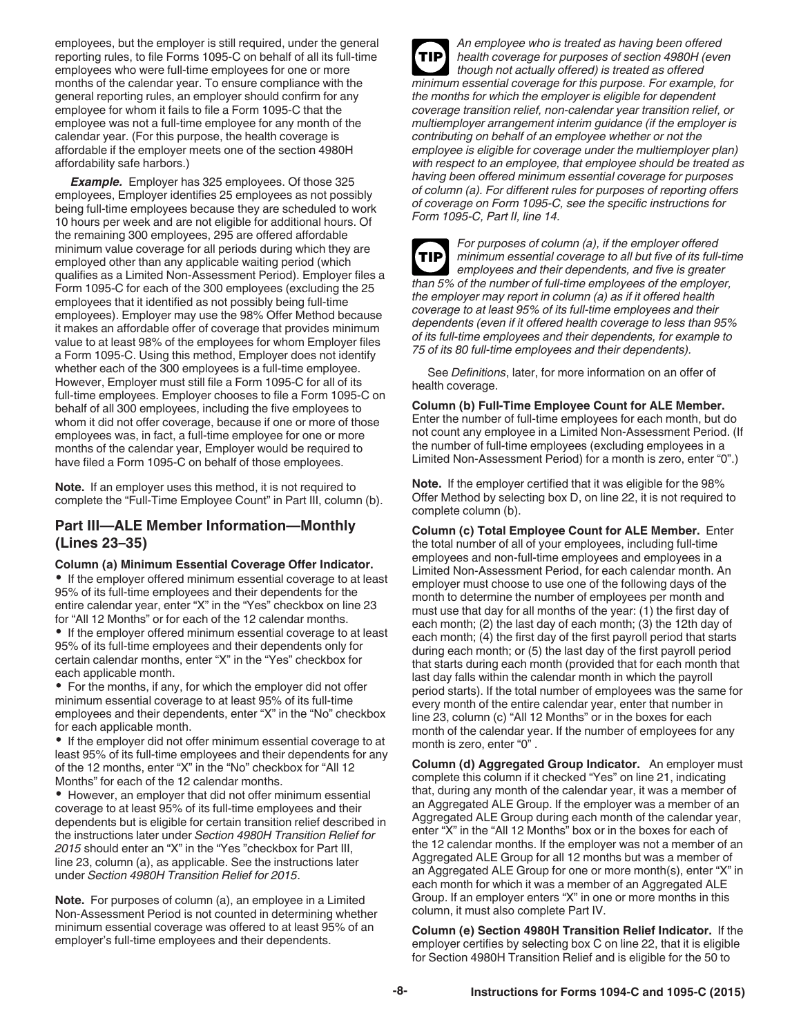employees, but the employer is still required, under the general reporting rules, to file Forms 1095-C on behalf of all its full-time employees who were full-time employees for one or more months of the calendar year. To ensure compliance with the general reporting rules, an employer should confirm for any employee for whom it fails to file a Form 1095-C that the employee was not a full-time employee for any month of the calendar year. (For this purpose, the health coverage is affordable if the employer meets one of the section 4980H affordability safe harbors.)

***Example.*** Employer has 325 employees. Of those 325 employees, Employer identifies 25 employees as not possibly being full-time employees because they are scheduled to work 10 hours per week and are not eligible for additional hours. Of the remaining 300 employees, 295 are offered affordable minimum value coverage for all periods during which they are employed other than any applicable waiting period (which qualifies as a Limited Non-Assessment Period). Employer files a Form 1095-C for each of the 300 employees (excluding the 25 employees that it identified as not possibly being full-time employees). Employer may use the 98% Offer Method because it makes an affordable offer of coverage that provides minimum value to at least 98% of the employees for whom Employer files a Form 1095-C. Using this method, Employer does not identify whether each of the 300 employees is a full-time employee. However, Employer must still file a Form 1095-C for all of its full-time employees. Employer chooses to file a Form 1095-C on behalf of all 300 employees, including the five employees to whom it did not offer coverage, because if one or more of those employees was, in fact, a full-time employee for one or more months of the calendar year, Employer would be required to have filed a Form 1095-C on behalf of those employees.

**Note.** If an employer uses this method, it is not required to complete the "Full-Time Employee Count" in Part III, column (b).

## Part III—ALE Member Information—Monthly (Lines 23–35)

**Column (a) Minimum Essential Coverage Offer Indicator.**

- If the employer offered minimum essential coverage to at least 95% of its full-time employees and their dependents for the entire calendar year, enter "X" in the "Yes" checkbox on line 23 for "All 12 Months" or for each of the 12 calendar months.
- If the employer offered minimum essential coverage to at least 95% of its full-time employees and their dependents only for certain calendar months, enter "X" in the "Yes" checkbox for each applicable month.
- For the months, if any, for which the employer did not offer minimum essential coverage to at least 95% of its full-time employees and their dependents, enter "X" in the "No" checkbox for each applicable month.
- If the employer did not offer minimum essential coverage to at least 95% of its full-time employees and their dependents for any of the 12 months, enter "X" in the "No" checkbox for "All 12 Months" for each of the 12 calendar months.
- However, an employer that did not offer minimum essential coverage to at least 95% of its full-time employees and their dependents but is eligible for certain transition relief described in the instructions later under *Section 4980H Transition Relief for 2015* should enter an "X" in the "Yes "checkbox for Part III, line 23, column (a), as applicable. See the instructions later under *Section 4980H Transition Relief for 2015*.

**Note.** For purposes of column (a), an employee in a Limited Non-Assessment Period is not counted in determining whether minimum essential coverage was offered to at least 95% of an employer's full-time employees and their dependents.

**TIP** *An employee who is treated as having been offered health coverage for purposes of section 4980H (even though not actually offered) is treated as offered minimum essential coverage for this purpose. For example, for the months for which the employer is eligible for dependent coverage transition relief, non-calendar year transition relief, or multiemployer arrangement interim guidance (if the employer is contributing on behalf of an employee whether or not the employee is eligible for coverage under the multiemployer plan) with respect to an employee, that employee should be treated as having been offered minimum essential coverage for purposes of column (a). For different rules for purposes of reporting offers of coverage on Form 1095-C, see the specific instructions for Form 1095-C, Part II, line 14.*

**TIP** *For purposes of column (a), if the employer offered minimum essential coverage to all but five of its full-time employees and their dependents, and five is greater than 5% of the number of full-time employees of the employer, the employer may report in column (a) as if it offered health coverage to at least 95% of its full-time employees and their dependents (even if it offered health coverage to less than 95% of its full-time employees and their dependents, for example to 75 of its 80 full-time employees and their dependents).*

See *Definitions*, later, for more information on an offer of health coverage.

**Column (b) Full-Time Employee Count for ALE Member.** Enter the number of full-time employees for each month, but do not count any employee in a Limited Non-Assessment Period. (If the number of full-time employees (excluding employees in a Limited Non-Assessment Period) for a month is zero, enter "0".)

**Note.** If the employer certified that it was eligible for the 98% Offer Method by selecting box D, on line 22, it is not required to complete column (b).

**Column (c) Total Employee Count for ALE Member.** Enter the total number of all of your employees, including full-time employees and non-full-time employees and employees in a Limited Non-Assessment Period, for each calendar month. An employer must choose to use one of the following days of the month to determine the number of employees per month and must use that day for all months of the year: (1) the first day of each month; (2) the last day of each month; (3) the 12th day of each month; (4) the first day of the first payroll period that starts during each month; or (5) the last day of the first payroll period that starts during each month (provided that for each month that last day falls within the calendar month in which the payroll period starts). If the total number of employees was the same for every month of the entire calendar year, enter that number in line 23, column (c) "All 12 Months" or in the boxes for each month of the calendar year. If the number of employees for any month is zero, enter "0" .

**Column (d) Aggregated Group Indicator.** An employer must complete this column if it checked "Yes" on line 21, indicating that, during any month of the calendar year, it was a member of an Aggregated ALE Group. If the employer was a member of an Aggregated ALE Group during each month of the calendar year, enter "X" in the "All 12 Months" box or in the boxes for each of the 12 calendar months. If the employer was not a member of an Aggregated ALE Group for all 12 months but was a member of an Aggregated ALE Group for one or more month(s), enter "X" in each month for which it was a member of an Aggregated ALE Group. If an employer enters "X" in one or more months in this column, it must also complete Part IV.

**Column (e) Section 4980H Transition Relief Indicator.** If the employer certifies by selecting box C on line 22, that it is eligible for Section 4980H Transition Relief and is eligible for the 50 to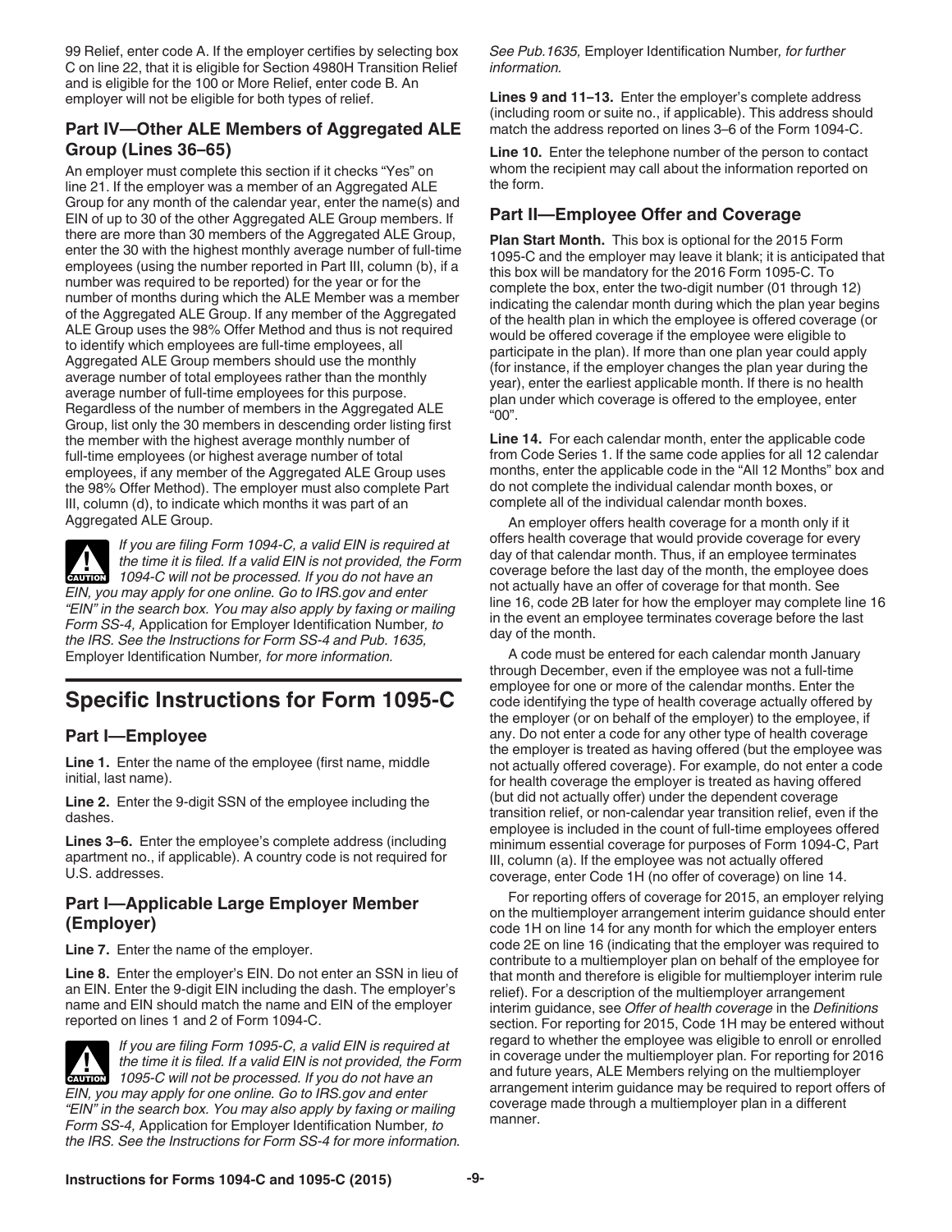99 Relief, enter code A. If the employer certifies by selecting box C on line 22, that it is eligible for Section 4980H Transition Relief and is eligible for the 100 or More Relief, enter code B. An employer will not be eligible for both types of relief.

### Part IV—Other ALE Members of Aggregated ALE Group (Lines 36–65)

An employer must complete this section if it checks "Yes" on line 21. If the employer was a member of an Aggregated ALE Group for any month of the calendar year, enter the name(s) and EIN of up to 30 of the other Aggregated ALE Group members. If there are more than 30 members of the Aggregated ALE Group, enter the 30 with the highest monthly average number of full-time employees (using the number reported in Part III, column (b), if a number was required to be reported) for the year or for the number of months during which the ALE Member was a member of the Aggregated ALE Group. If any member of the Aggregated ALE Group uses the 98% Offer Method and thus is not required to identify which employees are full-time employees, all Aggregated ALE Group members should use the monthly average number of total employees rather than the monthly average number of full-time employees for this purpose. Regardless of the number of members in the Aggregated ALE Group, list only the 30 members in descending order listing first the member with the highest average monthly number of full-time employees (or highest average number of total employees, if any member of the Aggregated ALE Group uses the 98% Offer Method). The employer must also complete Part III, column (d), to indicate which months it was part of an Aggregated ALE Group.

**CAUTION** *If you are filing Form 1094-C, a valid EIN is required at the time it is filed. If a valid EIN is not provided, the Form 1094-C will not be processed. If you do not have an EIN, you may apply for one online. Go to IRS.gov and enter "EIN" in the search box. You may also apply by faxing or mailing Form SS-4,* Application for Employer Identification Number*, to the IRS. See the Instructions for Form SS-4 and Pub. 1635,* Employer Identification Number*, for more information.*

# Specific Instructions for Form 1095-C

### Part I—Employee

**Line 1.** Enter the name of the employee (first name, middle initial, last name).

**Line 2.** Enter the 9-digit SSN of the employee including the dashes.

**Lines 3–6.** Enter the employee's complete address (including apartment no., if applicable). A country code is not required for U.S. addresses.

### Part I—Applicable Large Employer Member (Employer)

**Line 7.** Enter the name of the employer.

**Line 8.** Enter the employer's EIN. Do not enter an SSN in lieu of an EIN. Enter the 9-digit EIN including the dash. The employer's name and EIN should match the name and EIN of the employer reported on lines 1 and 2 of Form 1094-C.

**CAUTION** *If you are filing Form 1095-C, a valid EIN is required at the time it is filed. If a valid EIN is not provided, the Form 1095-C will not be processed. If you do not have an EIN, you may apply for one online. Go to IRS.gov and enter "EIN" in the search box. You may also apply by faxing or mailing Form SS-4,* Application for Employer Identification Number*, to the IRS. See the Instructions for Form SS-4 for more information. See Pub.1635,* Employer Identification Number*, for further information.*

**Lines 9 and 11–13.** Enter the employer's complete address (including room or suite no., if applicable). This address should match the address reported on lines 3–6 of the Form 1094-C.

**Line 10.** Enter the telephone number of the person to contact whom the recipient may call about the information reported on the form.

### Part II—Employee Offer and Coverage

**Plan Start Month.** This box is optional for the 2015 Form 1095-C and the employer may leave it blank; it is anticipated that this box will be mandatory for the 2016 Form 1095-C. To complete the box, enter the two-digit number (01 through 12) indicating the calendar month during which the plan year begins of the health plan in which the employee is offered coverage (or would be offered coverage if the employee were eligible to participate in the plan). If more than one plan year could apply (for instance, if the employer changes the plan year during the year), enter the earliest applicable month. If there is no health plan under which coverage is offered to the employee, enter "00".

**Line 14.** For each calendar month, enter the applicable code from Code Series 1. If the same code applies for all 12 calendar months, enter the applicable code in the "All 12 Months" box and do not complete the individual calendar month boxes, or complete all of the individual calendar month boxes.

An employer offers health coverage for a month only if it offers health coverage that would provide coverage for every day of that calendar month. Thus, if an employee terminates coverage before the last day of the month, the employee does not actually have an offer of coverage for that month. See line 16, code 2B later for how the employer may complete line 16 in the event an employee terminates coverage before the last day of the month.

A code must be entered for each calendar month January through December, even if the employee was not a full-time employee for one or more of the calendar months. Enter the code identifying the type of health coverage actually offered by the employer (or on behalf of the employer) to the employee, if any. Do not enter a code for any other type of health coverage the employer is treated as having offered (but the employee was not actually offered coverage). For example, do not enter a code for health coverage the employer is treated as having offered (but did not actually offer) under the dependent coverage transition relief, or non-calendar year transition relief, even if the employee is included in the count of full-time employees offered minimum essential coverage for purposes of Form 1094-C, Part III, column (a). If the employee was not actually offered coverage, enter Code 1H (no offer of coverage) on line 14.

For reporting offers of coverage for 2015, an employer relying on the multiemployer arrangement interim guidance should enter code 1H on line 14 for any month for which the employer enters code 2E on line 16 (indicating that the employer was required to contribute to a multiemployer plan on behalf of the employee for that month and therefore is eligible for multiemployer interim rule relief). For a description of the multiemployer arrangement interim guidance, see *Offer of health coverage* in the *Definitions* section. For reporting for 2015, Code 1H may be entered without regard to whether the employee was eligible to enroll or enrolled in coverage under the multiemployer plan. For reporting for 2016 and future years, ALE Members relying on the multiemployer arrangement interim guidance may be required to report offers of coverage made through a multiemployer plan in a different manner.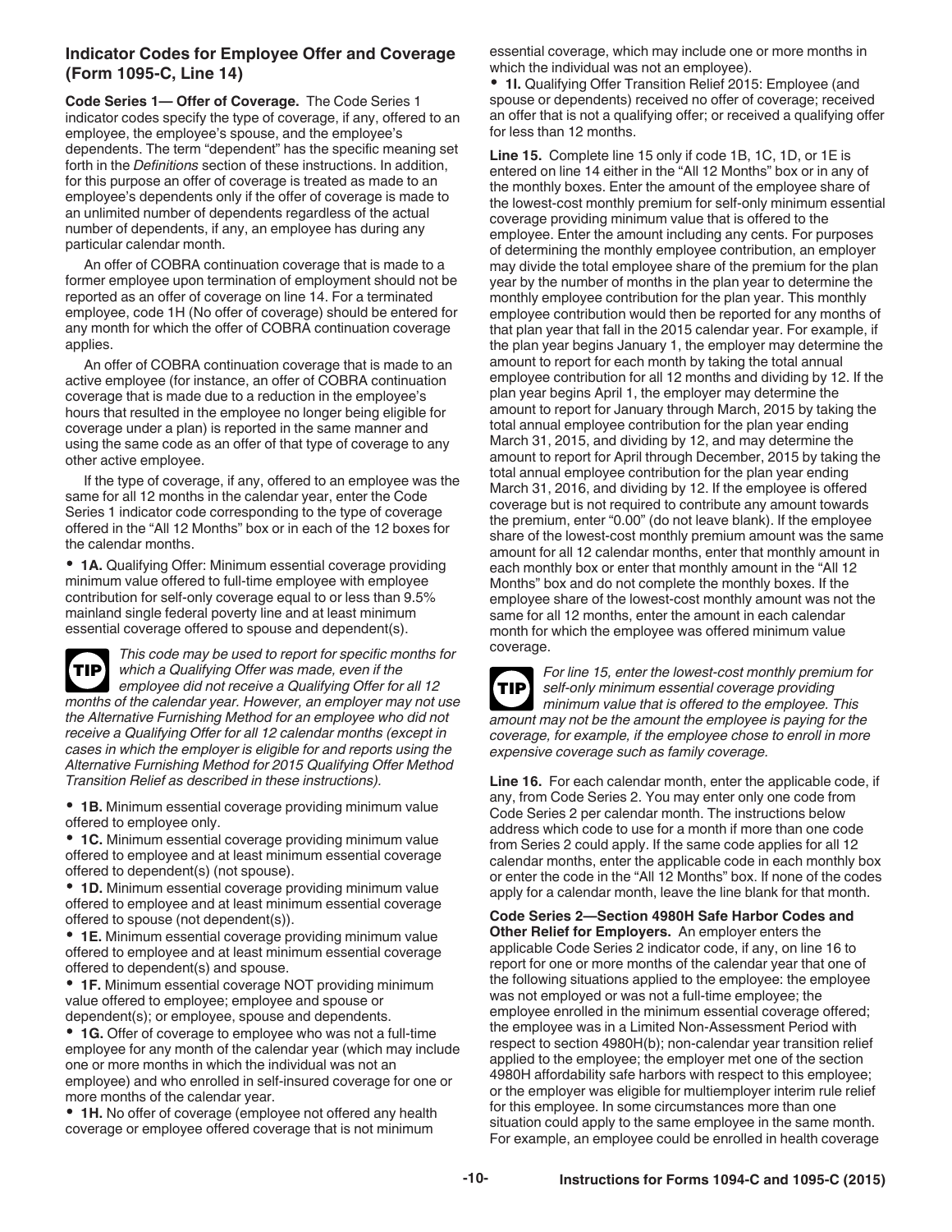## Indicator Codes for Employee Offer and Coverage (Form 1095-C, Line 14)

**Code Series 1— Offer of Coverage.** The Code Series 1 indicator codes specify the type of coverage, if any, offered to an employee, the employee's spouse, and the employee's dependents. The term "dependent" has the specific meaning set forth in the *Definitions* section of these instructions. In addition, for this purpose an offer of coverage is treated as made to an employee's dependents only if the offer of coverage is made to an unlimited number of dependents regardless of the actual number of dependents, if any, an employee has during any particular calendar month.

An offer of COBRA continuation coverage that is made to a former employee upon termination of employment should not be reported as an offer of coverage on line 14. For a terminated employee, code 1H (No offer of coverage) should be entered for any month for which the offer of COBRA continuation coverage applies.

An offer of COBRA continuation coverage that is made to an active employee (for instance, an offer of COBRA continuation coverage that is made due to a reduction in the employee's hours that resulted in the employee no longer being eligible for coverage under a plan) is reported in the same manner and using the same code as an offer of that type of coverage to any other active employee.

If the type of coverage, if any, offered to an employee was the same for all 12 months in the calendar year, enter the Code Series 1 indicator code corresponding to the type of coverage offered in the "All 12 Months" box or in each of the 12 boxes for the calendar months.

- **1A.** Qualifying Offer: Minimum essential coverage providing minimum value offered to full-time employee with employee contribution for self-only coverage equal to or less than 9.5% mainland single federal poverty line and at least minimum essential coverage offered to spouse and dependent(s).

**TIP** *This code may be used to report for specific months for which a Qualifying Offer was made, even if the employee did not receive a Qualifying Offer for all 12 months of the calendar year. However, an employer may not use the Alternative Furnishing Method for an employee who did not receive a Qualifying Offer for all 12 calendar months (except in cases in which the employer is eligible for and reports using the Alternative Furnishing Method for 2015 Qualifying Offer Method Transition Relief as described in these instructions).*

- **1B.** Minimum essential coverage providing minimum value offered to employee only.
- **1C.** Minimum essential coverage providing minimum value offered to employee and at least minimum essential coverage offered to dependent(s) (not spouse).
- **1D.** Minimum essential coverage providing minimum value offered to employee and at least minimum essential coverage offered to spouse (not dependent(s)).
- **1E.** Minimum essential coverage providing minimum value offered to employee and at least minimum essential coverage offered to dependent(s) and spouse.
- **1F.** Minimum essential coverage NOT providing minimum value offered to employee; employee and spouse or dependent(s); or employee, spouse and dependents.
- **1G.** Offer of coverage to employee who was not a full-time employee for any month of the calendar year (which may include one or more months in which the individual was not an employee) and who enrolled in self-insured coverage for one or more months of the calendar year.
- **1H.** No offer of coverage (employee not offered any health coverage or employee offered coverage that is not minimum essential coverage, which may include one or more months in which the individual was not an employee).
- **1I.** Qualifying Offer Transition Relief 2015: Employee (and spouse or dependents) received no offer of coverage; received an offer that is not a qualifying offer; or received a qualifying offer for less than 12 months.

**Line 15.** Complete line 15 only if code 1B, 1C, 1D, or 1E is entered on line 14 either in the "All 12 Months" box or in any of the monthly boxes. Enter the amount of the employee share of the lowest-cost monthly premium for self-only minimum essential coverage providing minimum value that is offered to the employee. Enter the amount including any cents. For purposes of determining the monthly employee contribution, an employer may divide the total employee share of the premium for the plan year by the number of months in the plan year to determine the monthly employee contribution for the plan year. This monthly employee contribution would then be reported for any months of that plan year that fall in the 2015 calendar year. For example, if the plan year begins January 1, the employer may determine the amount to report for each month by taking the total annual employee contribution for all 12 months and dividing by 12. If the plan year begins April 1, the employer may determine the amount to report for January through March, 2015 by taking the total annual employee contribution for the plan year ending March 31, 2015, and dividing by 12, and may determine the amount to report for April through December, 2015 by taking the total annual employee contribution for the plan year ending March 31, 2016, and dividing by 12. If the employee is offered coverage but is not required to contribute any amount towards the premium, enter "0.00" (do not leave blank). If the employee share of the lowest-cost monthly premium amount was the same amount for all 12 calendar months, enter that monthly amount in each monthly box or enter that monthly amount in the "All 12 Months" box and do not complete the monthly boxes. If the employee share of the lowest-cost monthly amount was not the same for all 12 months, enter the amount in each calendar month for which the employee was offered minimum value coverage.

**TIP** *For line 15, enter the lowest-cost monthly premium for self-only minimum essential coverage providing minimum value that is offered to the employee. This amount may not be the amount the employee is paying for the coverage, for example, if the employee chose to enroll in more expensive coverage such as family coverage.*

**Line 16.** For each calendar month, enter the applicable code, if any, from Code Series 2. You may enter only one code from Code Series 2 per calendar month. The instructions below address which code to use for a month if more than one code from Series 2 could apply. If the same code applies for all 12 calendar months, enter the applicable code in each monthly box or enter the code in the "All 12 Months" box. If none of the codes apply for a calendar month, leave the line blank for that month.

**Code Series 2—Section 4980H Safe Harbor Codes and Other Relief for Employers.** An employer enters the applicable Code Series 2 indicator code, if any, on line 16 to report for one or more months of the calendar year that one of the following situations applied to the employee: the employee was not employed or was not a full-time employee; the employee enrolled in the minimum essential coverage offered; the employee was in a Limited Non-Assessment Period with respect to section 4980H(b); non-calendar year transition relief applied to the employee; the employer met one of the section 4980H affordability safe harbors with respect to this employee; or the employer was eligible for multiemployer interim rule relief for this employee. In some circumstances more than one situation could apply to the same employee in the same month. For example, an employee could be enrolled in health coverage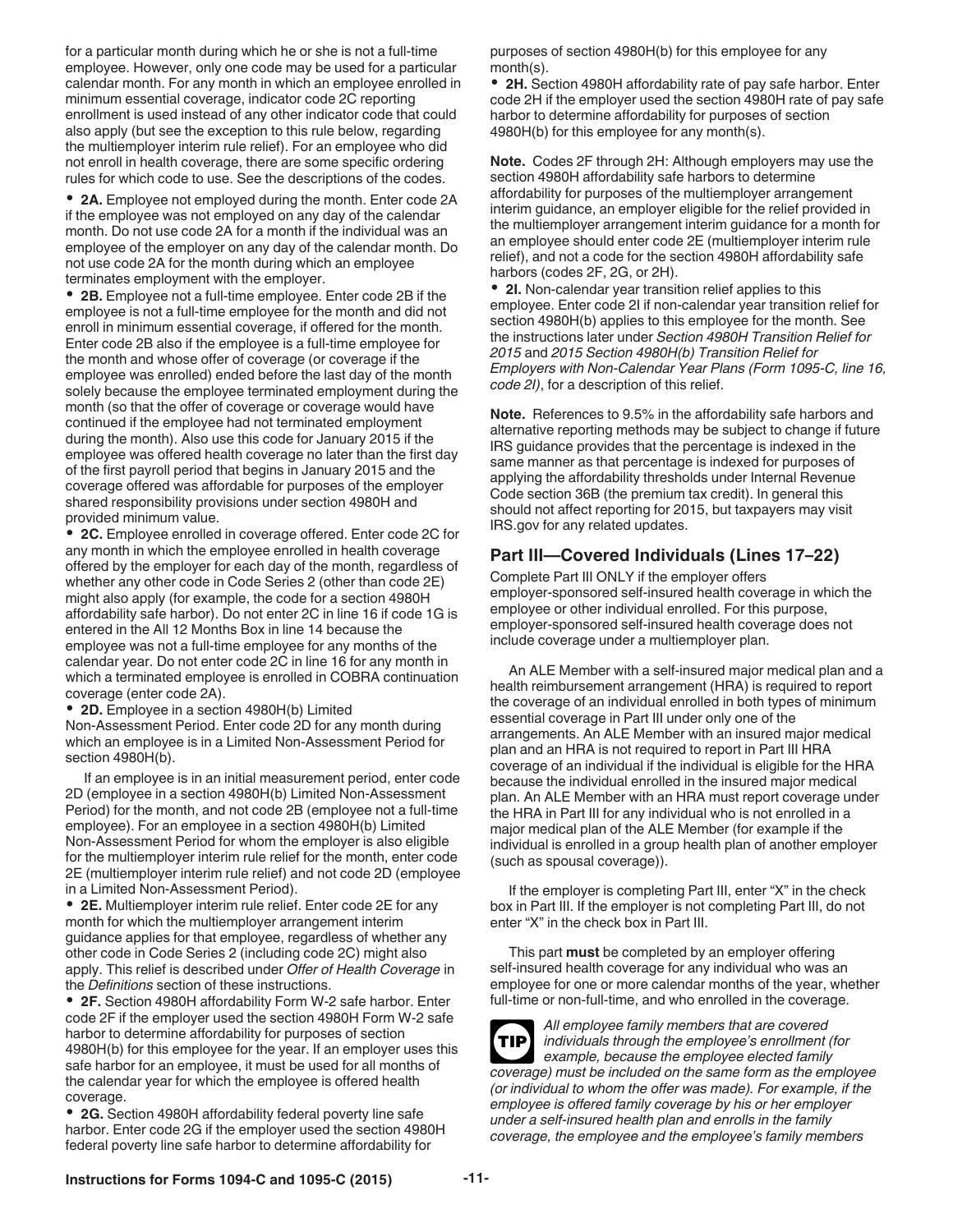for a particular month during which he or she is not a full-time employee. However, only one code may be used for a particular calendar month. For any month in which an employee enrolled in minimum essential coverage, indicator code 2C reporting enrollment is used instead of any other indicator code that could also apply (but see the exception to this rule below, regarding the multiemployer interim rule relief). For an employee who did not enroll in health coverage, there are some specific ordering rules for which code to use. See the descriptions of the codes.

- **2A.** Employee not employed during the month. Enter code 2A if the employee was not employed on any day of the calendar month. Do not use code 2A for a month if the individual was an employee of the employer on any day of the calendar month. Do not use code 2A for the month during which an employee terminates employment with the employer.
- **2B.** Employee not a full-time employee. Enter code 2B if the employee is not a full-time employee for the month and did not enroll in minimum essential coverage, if offered for the month. Enter code 2B also if the employee is a full-time employee for the month and whose offer of coverage (or coverage if the employee was enrolled) ended before the last day of the month solely because the employee terminated employment during the month (so that the offer of coverage or coverage would have continued if the employee had not terminated employment during the month). Also use this code for January 2015 if the employee was offered health coverage no later than the first day of the first payroll period that begins in January 2015 and the coverage offered was affordable for purposes of the employer shared responsibility provisions under section 4980H and provided minimum value.
- **2C.** Employee enrolled in coverage offered. Enter code 2C for any month in which the employee enrolled in health coverage offered by the employer for each day of the month, regardless of whether any other code in Code Series 2 (other than code 2E) might also apply (for example, the code for a section 4980H affordability safe harbor). Do not enter 2C in line 16 if code 1G is entered in the All 12 Months Box in line 14 because the employee was not a full-time employee for any months of the calendar year. Do not enter code 2C in line 16 for any month in which a terminated employee is enrolled in COBRA continuation coverage (enter code 2A).
- **2D.** Employee in a section 4980H(b) Limited Non-Assessment Period. Enter code 2D for any month during which an employee is in a Limited Non-Assessment Period for section 4980H(b).

  If an employee is in an initial measurement period, enter code 2D (employee in a section 4980H(b) Limited Non-Assessment Period) for the month, and not code 2B (employee not a full-time employee). For an employee in a section 4980H(b) Limited Non-Assessment Period for whom the employer is also eligible for the multiemployer interim rule relief for the month, enter code 2E (multiemployer interim rule relief) and not code 2D (employee in a Limited Non-Assessment Period).
- **2E.** Multiemployer interim rule relief. Enter code 2E for any month for which the multiemployer arrangement interim guidance applies for that employee, regardless of whether any other code in Code Series 2 (including code 2C) might also apply. This relief is described under *Offer of Health Coverage* in the *Definitions* section of these instructions.
- **2F.** Section 4980H affordability Form W-2 safe harbor. Enter code 2F if the employer used the section 4980H Form W-2 safe harbor to determine affordability for purposes of section 4980H(b) for this employee for the year. If an employer uses this safe harbor for an employee, it must be used for all months of the calendar year for which the employee is offered health coverage.
- **2G.** Section 4980H affordability federal poverty line safe harbor. Enter code 2G if the employer used the section 4980H federal poverty line safe harbor to determine affordability for purposes of section 4980H(b) for this employee for any month(s).
- **2H.** Section 4980H affordability rate of pay safe harbor. Enter code 2H if the employer used the section 4980H rate of pay safe harbor to determine affordability for purposes of section 4980H(b) for this employee for any month(s).

**Note.** Codes 2F through 2H: Although employers may use the section 4980H affordability safe harbors to determine affordability for purposes of the multiemployer arrangement interim guidance, an employer eligible for the relief provided in the multiemployer arrangement interim guidance for a month for an employee should enter code 2E (multiemployer interim rule relief), and not a code for the section 4980H affordability safe harbors (codes 2F, 2G, or 2H).

- **2I.** Non-calendar year transition relief applies to this employee. Enter code 2I if non-calendar year transition relief for section 4980H(b) applies to this employee for the month. See the instructions later under *Section 4980H Transition Relief for 2015* and *2015 Section 4980H(b) Transition Relief for Employers with Non-Calendar Year Plans (Form 1095-C, line 16, code 2I)*, for a description of this relief.

**Note.** References to 9.5% in the affordability safe harbors and alternative reporting methods may be subject to change if future IRS guidance provides that the percentage is indexed in the same manner as that percentage is indexed for purposes of applying the affordability thresholds under Internal Revenue Code section 36B (the premium tax credit). In general this should not affect reporting for 2015, but taxpayers may visit IRS.gov for any related updates.

## Part III—Covered Individuals (Lines 17–22)

Complete Part III ONLY if the employer offers employer-sponsored self-insured health coverage in which the employee or other individual enrolled. For this purpose, employer-sponsored self-insured health coverage does not include coverage under a multiemployer plan.

An ALE Member with a self-insured major medical plan and a health reimbursement arrangement (HRA) is required to report the coverage of an individual enrolled in both types of minimum essential coverage in Part III under only one of the arrangements. An ALE Member with an insured major medical plan and an HRA is not required to report in Part III HRA coverage of an individual if the individual is eligible for the HRA because the individual enrolled in the insured major medical plan. An ALE Member with an HRA must report coverage under the HRA in Part III for any individual who is not enrolled in a major medical plan of the ALE Member (for example if the individual is enrolled in a group health plan of another employer (such as spousal coverage)).

If the employer is completing Part III, enter "X" in the check box in Part III. If the employer is not completing Part III, do not enter "X" in the check box in Part III.

This part **must** be completed by an employer offering self-insured health coverage for any individual who was an employee for one or more calendar months of the year, whether full-time or non-full-time, and who enrolled in the coverage.

**TIP** *All employee family members that are covered individuals through the employee's enrollment (for example, because the employee elected family coverage) must be included on the same form as the employee (or individual to whom the offer was made). For example, if the employee is offered family coverage by his or her employer under a self-insured health plan and enrolls in the family coverage, the employee and the employee's family members*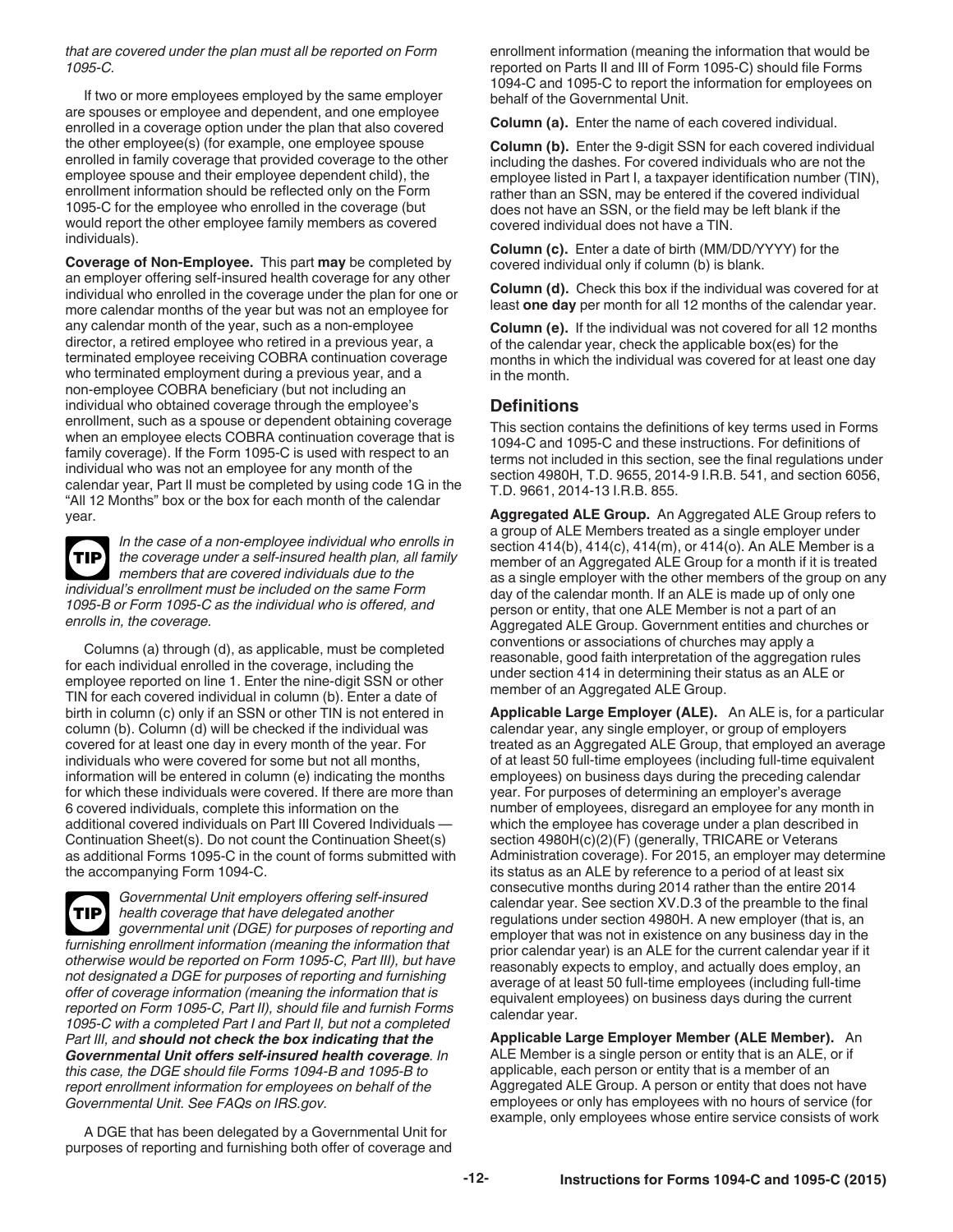*that are covered under the plan must all be reported on Form 1095-C.*

If two or more employees employed by the same employer are spouses or employee and dependent, and one employee enrolled in a coverage option under the plan that also covered the other employee(s) (for example, one employee spouse enrolled in family coverage that provided coverage to the other employee spouse and their employee dependent child), the enrollment information should be reflected only on the Form 1095-C for the employee who enrolled in the coverage (but would report the other employee family members as covered individuals).

**Coverage of Non-Employee.** This part **may** be completed by an employer offering self-insured health coverage for any other individual who enrolled in the coverage under the plan for one or more calendar months of the year but was not an employee for any calendar month of the year, such as a non-employee director, a retired employee who retired in a previous year, a terminated employee receiving COBRA continuation coverage who terminated employment during a previous year, and a non-employee COBRA beneficiary (but not including an individual who obtained coverage through the employee's enrollment, such as a spouse or dependent obtaining coverage when an employee elects COBRA continuation coverage that is family coverage). If the Form 1095-C is used with respect to an individual who was not an employee for any month of the calendar year, Part II must be completed by using code 1G in the "All 12 Months" box or the box for each month of the calendar year.

**TIP** *In the case of a non-employee individual who enrolls in the coverage under a self-insured health plan, all family members that are covered individuals due to the individual's enrollment must be included on the same Form 1095-B or Form 1095-C as the individual who is offered, and enrolls in, the coverage.*

Columns (a) through (d), as applicable, must be completed for each individual enrolled in the coverage, including the employee reported on line 1. Enter the nine-digit SSN or other TIN for each covered individual in column (b). Enter a date of birth in column (c) only if an SSN or other TIN is not entered in column (b). Column (d) will be checked if the individual was covered for at least one day in every month of the year. For individuals who were covered for some but not all months, information will be entered in column (e) indicating the months for which these individuals were covered. If there are more than 6 covered individuals, complete this information on the additional covered individuals on Part III Covered Individuals — Continuation Sheet(s). Do not count the Continuation Sheet(s) as additional Forms 1095-C in the count of forms submitted with the accompanying Form 1094-C.

**TIP** *Governmental Unit employers offering self-insured health coverage that have delegated another governmental unit (DGE) for purposes of reporting and furnishing enrollment information (meaning the information that otherwise would be reported on Form 1095-C, Part III), but have not designated a DGE for purposes of reporting and furnishing offer of coverage information (meaning the information that is reported on Form 1095-C, Part II), should file and furnish Forms 1095-C with a completed Part I and Part II, but not a completed Part III, and* ***should not check the box indicating that the Governmental Unit offers self-insured health coverage****. In this case, the DGE should file Forms 1094-B and 1095-B to report enrollment information for employees on behalf of the Governmental Unit. See FAQs on IRS.gov.*

A DGE that has been delegated by a Governmental Unit for purposes of reporting and furnishing both offer of coverage and enrollment information (meaning the information that would be reported on Parts II and III of Form 1095-C) should file Forms 1094-C and 1095-C to report the information for employees on behalf of the Governmental Unit.

**Column (a).** Enter the name of each covered individual.

**Column (b).** Enter the 9-digit SSN for each covered individual including the dashes. For covered individuals who are not the employee listed in Part I, a taxpayer identification number (TIN), rather than an SSN, may be entered if the covered individual does not have an SSN, or the field may be left blank if the covered individual does not have a TIN.

**Column (c).** Enter a date of birth (MM/DD/YYYY) for the covered individual only if column (b) is blank.

**Column (d).** Check this box if the individual was covered for at least **one day** per month for all 12 months of the calendar year.

**Column (e).** If the individual was not covered for all 12 months of the calendar year, check the applicable box(es) for the months in which the individual was covered for at least one day in the month.

## Definitions

This section contains the definitions of key terms used in Forms 1094-C and 1095-C and these instructions. For definitions of terms not included in this section, see the final regulations under section 4980H, T.D. 9655, 2014-9 I.R.B. 541, and section 6056, T.D. 9661, 2014-13 I.R.B. 855.

**Aggregated ALE Group.** An Aggregated ALE Group refers to a group of ALE Members treated as a single employer under section 414(b), 414(c), 414(m), or 414(o). An ALE Member is a member of an Aggregated ALE Group for a month if it is treated as a single employer with the other members of the group on any day of the calendar month. If an ALE is made up of only one person or entity, that one ALE Member is not a part of an Aggregated ALE Group. Government entities and churches or conventions or associations of churches may apply a reasonable, good faith interpretation of the aggregation rules under section 414 in determining their status as an ALE or member of an Aggregated ALE Group.

**Applicable Large Employer (ALE).** An ALE is, for a particular calendar year, any single employer, or group of employers treated as an Aggregated ALE Group, that employed an average of at least 50 full-time employees (including full-time equivalent employees) on business days during the preceding calendar year. For purposes of determining an employer's average number of employees, disregard an employee for any month in which the employee has coverage under a plan described in section 4980H(c)(2)(F) (generally, TRICARE or Veterans Administration coverage). For 2015, an employer may determine its status as an ALE by reference to a period of at least six consecutive months during 2014 rather than the entire 2014 calendar year. See section XV.D.3 of the preamble to the final regulations under section 4980H. A new employer (that is, an employer that was not in existence on any business day in the prior calendar year) is an ALE for the current calendar year if it reasonably expects to employ, and actually does employ, an average of at least 50 full-time employees (including full-time equivalent employees) on business days during the current calendar year.

**Applicable Large Employer Member (ALE Member).** An ALE Member is a single person or entity that is an ALE, or if applicable, each person or entity that is a member of an Aggregated ALE Group. A person or entity that does not have employees or only has employees with no hours of service (for example, only employees whose entire service consists of work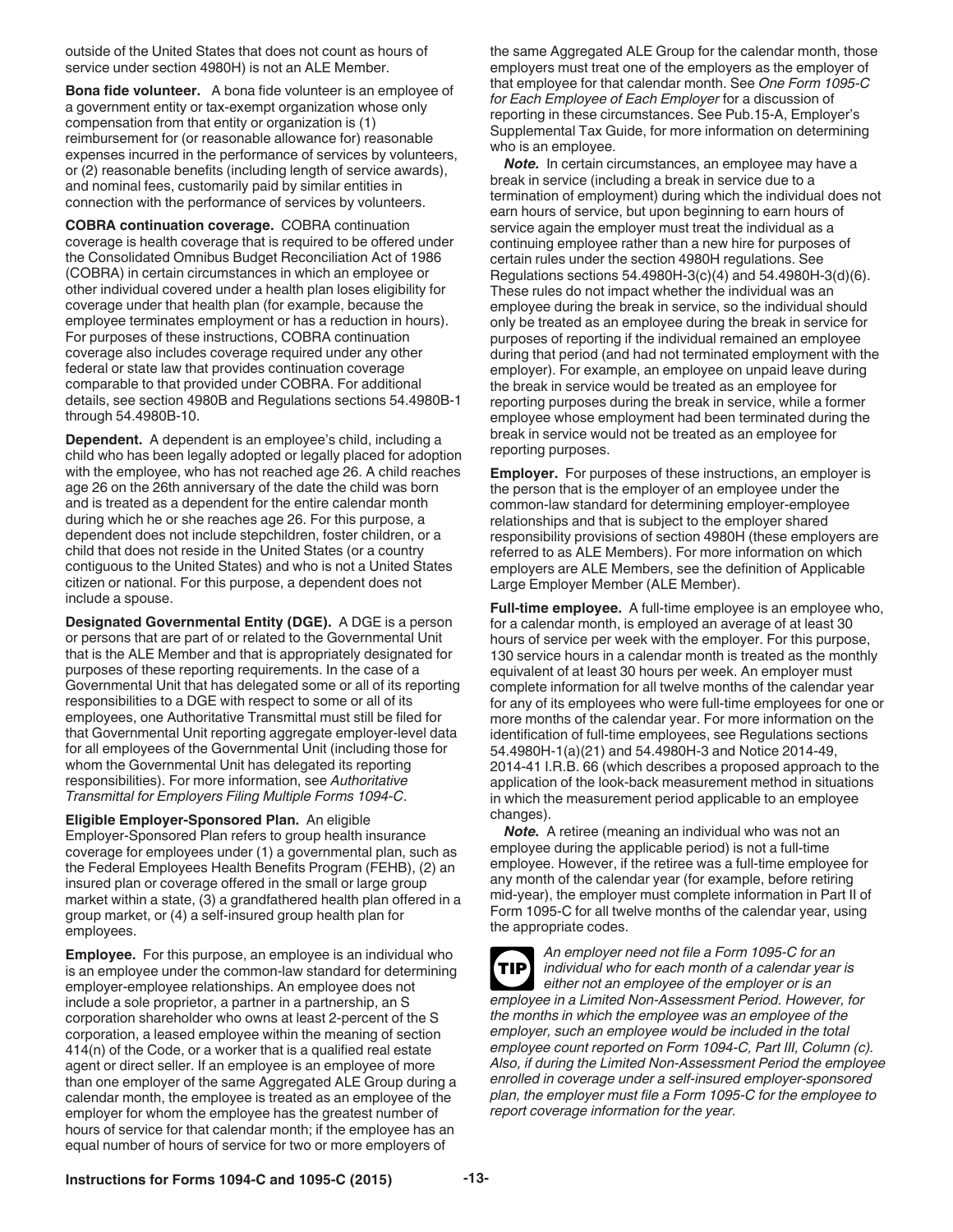outside of the United States that does not count as hours of service under section 4980H) is not an ALE Member.

**Bona fide volunteer.** A bona fide volunteer is an employee of a government entity or tax-exempt organization whose only compensation from that entity or organization is (1) reimbursement for (or reasonable allowance for) reasonable expenses incurred in the performance of services by volunteers, or (2) reasonable benefits (including length of service awards), and nominal fees, customarily paid by similar entities in connection with the performance of services by volunteers.

**COBRA continuation coverage.** COBRA continuation coverage is health coverage that is required to be offered under the Consolidated Omnibus Budget Reconciliation Act of 1986 (COBRA) in certain circumstances in which an employee or other individual covered under a health plan loses eligibility for coverage under that health plan (for example, because the employee terminates employment or has a reduction in hours). For purposes of these instructions, COBRA continuation coverage also includes coverage required under any other federal or state law that provides continuation coverage comparable to that provided under COBRA. For additional details, see section 4980B and Regulations sections 54.4980B-1 through 54.4980B-10.

**Dependent.** A dependent is an employee's child, including a child who has been legally adopted or legally placed for adoption with the employee, who has not reached age 26. A child reaches age 26 on the 26th anniversary of the date the child was born and is treated as a dependent for the entire calendar month during which he or she reaches age 26. For this purpose, a dependent does not include stepchildren, foster children, or a child that does not reside in the United States (or a country contiguous to the United States) and who is not a United States citizen or national. For this purpose, a dependent does not include a spouse.

**Designated Governmental Entity (DGE).** A DGE is a person or persons that are part of or related to the Governmental Unit that is the ALE Member and that is appropriately designated for purposes of these reporting requirements. In the case of a Governmental Unit that has delegated some or all of its reporting responsibilities to a DGE with respect to some or all of its employees, one Authoritative Transmittal must still be filed for that Governmental Unit reporting aggregate employer-level data for all employees of the Governmental Unit (including those for whom the Governmental Unit has delegated its reporting responsibilities). For more information, see *Authoritative Transmittal for Employers Filing Multiple Forms 1094-C*.

**Eligible Employer-Sponsored Plan.** An eligible Employer-Sponsored Plan refers to group health insurance coverage for employees under (1) a governmental plan, such as the Federal Employees Health Benefits Program (FEHB), (2) an insured plan or coverage offered in the small or large group market within a state, (3) a grandfathered health plan offered in a group market, or (4) a self-insured group health plan for employees.

**Employee.** For this purpose, an employee is an individual who is an employee under the common-law standard for determining employer-employee relationships. An employee does not include a sole proprietor, a partner in a partnership, an S corporation shareholder who owns at least 2-percent of the S corporation, a leased employee within the meaning of section 414(n) of the Code, or a worker that is a qualified real estate agent or direct seller. If an employee is an employee of more than one employer of the same Aggregated ALE Group during a calendar month, the employee is treated as an employee of the employer for whom the employee has the greatest number of hours of service for that calendar month; if the employee has an equal number of hours of service for two or more employers of the same Aggregated ALE Group for the calendar month, those employers must treat one of the employers as the employer of that employee for that calendar month. See *One Form 1095-C for Each Employee of Each Employer* for a discussion of reporting in these circumstances. See Pub.15-A, Employer's Supplemental Tax Guide, for more information on determining who is an employee.

***Note.*** In certain circumstances, an employee may have a break in service (including a break in service due to a termination of employment) during which the individual does not earn hours of service, but upon beginning to earn hours of service again the employer must treat the individual as a continuing employee rather than a new hire for purposes of certain rules under the section 4980H regulations. See Regulations sections 54.4980H-3(c)(4) and 54.4980H-3(d)(6). These rules do not impact whether the individual was an employee during the break in service, so the individual should only be treated as an employee during the break in service for purposes of reporting if the individual remained an employee during that period (and had not terminated employment with the employer). For example, an employee on unpaid leave during the break in service would be treated as an employee for reporting purposes during the break in service, while a former employee whose employment had been terminated during the break in service would not be treated as an employee for reporting purposes.

**Employer.** For purposes of these instructions, an employer is the person that is the employer of an employee under the common-law standard for determining employer-employee relationships and that is subject to the employer shared responsibility provisions of section 4980H (these employers are referred to as ALE Members). For more information on which employers are ALE Members, see the definition of Applicable Large Employer Member (ALE Member).

**Full-time employee.** A full-time employee is an employee who, for a calendar month, is employed an average of at least 30 hours of service per week with the employer. For this purpose, 130 service hours in a calendar month is treated as the monthly equivalent of at least 30 hours per week. An employer must complete information for all twelve months of the calendar year for any of its employees who were full-time employees for one or more months of the calendar year. For more information on the identification of full-time employees, see Regulations sections 54.4980H-1(a)(21) and 54.4980H-3 and Notice 2014-49, 2014-41 I.R.B. 66 (which describes a proposed approach to the application of the look-back measurement method in situations in which the measurement period applicable to an employee changes).

***Note.*** A retiree (meaning an individual who was not an employee during the applicable period) is not a full-time employee. However, if the retiree was a full-time employee for any month of the calendar year (for example, before retiring mid-year), the employer must complete information in Part II of Form 1095-C for all twelve months of the calendar year, using the appropriate codes.

**TIP** *An employer need not file a Form 1095-C for an individual who for each month of a calendar year is either not an employee of the employer or is an employee in a Limited Non-Assessment Period. However, for the months in which the employee was an employee of the employer, such an employee would be included in the total employee count reported on Form 1094-C, Part III, Column (c). Also, if during the Limited Non-Assessment Period the employee enrolled in coverage under a self-insured employer-sponsored plan, the employer must file a Form 1095-C for the employee to report coverage information for the year.*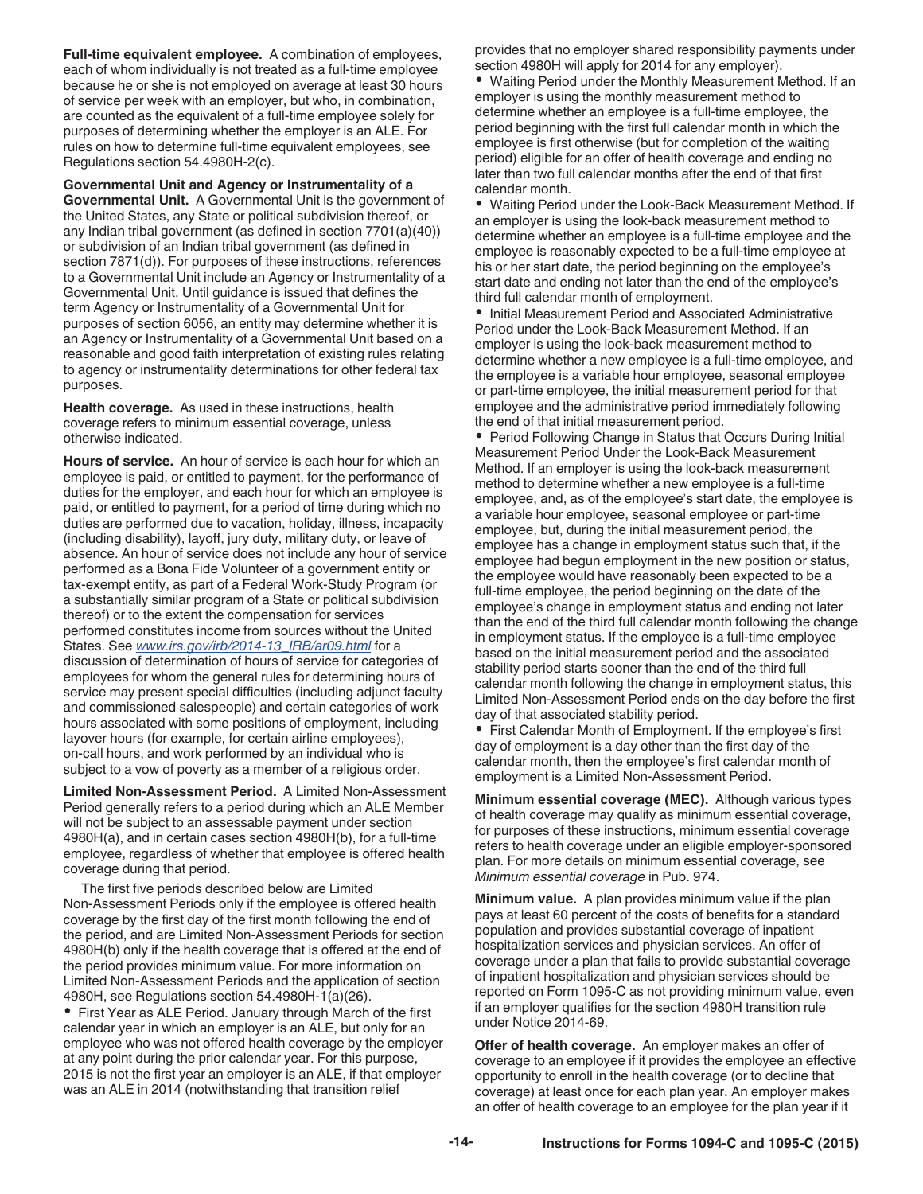**Full-time equivalent employee.** A combination of employees, each of whom individually is not treated as a full-time employee because he or she is not employed on average at least 30 hours of service per week with an employer, but who, in combination, are counted as the equivalent of a full-time employee solely for purposes of determining whether the employer is an ALE. For rules on how to determine full-time equivalent employees, see Regulations section 54.4980H-2(c).

**Governmental Unit and Agency or Instrumentality of a Governmental Unit.** A Governmental Unit is the government of the United States, any State or political subdivision thereof, or any Indian tribal government (as defined in section 7701(a)(40)) or subdivision of an Indian tribal government (as defined in section 7871(d)). For purposes of these instructions, references to a Governmental Unit include an Agency or Instrumentality of a Governmental Unit. Until guidance is issued that defines the term Agency or Instrumentality of a Governmental Unit for purposes of section 6056, an entity may determine whether it is an Agency or Instrumentality of a Governmental Unit based on a reasonable and good faith interpretation of existing rules relating to agency or instrumentality determinations for other federal tax purposes.

**Health coverage.** As used in these instructions, health coverage refers to minimum essential coverage, unless otherwise indicated.

**Hours of service.** An hour of service is each hour for which an employee is paid, or entitled to payment, for the performance of duties for the employer, and each hour for which an employee is paid, or entitled to payment, for a period of time during which no duties are performed due to vacation, holiday, illness, incapacity (including disability), layoff, jury duty, military duty, or leave of absence. An hour of service does not include any hour of service performed as a Bona Fide Volunteer of a government entity or tax-exempt entity, as part of a Federal Work-Study Program (or a substantially similar program of a State or political subdivision thereof) or to the extent the compensation for services performed constitutes income from sources without the United States. See *www.irs.gov/irb/2014-13_IRB/ar09.html* for a discussion of determination of hours of service for categories of employees for whom the general rules for determining hours of service may present special difficulties (including adjunct faculty and commissioned salespeople) and certain categories of work hours associated with some positions of employment, including layover hours (for example, for certain airline employees), on-call hours, and work performed by an individual who is subject to a vow of poverty as a member of a religious order.

**Limited Non-Assessment Period.** A Limited Non-Assessment Period generally refers to a period during which an ALE Member will not be subject to an assessable payment under section 4980H(a), and in certain cases section 4980H(b), for a full-time employee, regardless of whether that employee is offered health coverage during that period.

The first five periods described below are Limited Non-Assessment Periods only if the employee is offered health coverage by the first day of the first month following the end of the period, and are Limited Non-Assessment Periods for section 4980H(b) only if the health coverage that is offered at the end of the period provides minimum value. For more information on Limited Non-Assessment Periods and the application of section 4980H, see Regulations section 54.4980H-1(a)(26).

- First Year as ALE Period. January through March of the first calendar year in which an employer is an ALE, but only for an employee who was not offered health coverage by the employer at any point during the prior calendar year. For this purpose, 2015 is not the first year an employer is an ALE, if that employer was an ALE in 2014 (notwithstanding that transition relief provides that no employer shared responsibility payments under section 4980H will apply for 2014 for any employer).
- Waiting Period under the Monthly Measurement Method. If an employer is using the monthly measurement method to determine whether an employee is a full-time employee, the period beginning with the first full calendar month in which the employee is first otherwise (but for completion of the waiting period) eligible for an offer of health coverage and ending no later than two full calendar months after the end of that first calendar month.
- Waiting Period under the Look-Back Measurement Method. If an employer is using the look-back measurement method to determine whether an employee is a full-time employee and the employee is reasonably expected to be a full-time employee at his or her start date, the period beginning on the employee's start date and ending not later than the end of the employee's third full calendar month of employment.
- Initial Measurement Period and Associated Administrative Period under the Look-Back Measurement Method. If an employer is using the look-back measurement method to determine whether a new employee is a full-time employee, and the employee is a variable hour employee, seasonal employee or part-time employee, the initial measurement period for that employee and the administrative period immediately following the end of that initial measurement period.
- Period Following Change in Status that Occurs During Initial Measurement Period Under the Look-Back Measurement Method. If an employer is using the look-back measurement method to determine whether a new employee is a full-time employee, and, as of the employee's start date, the employee is a variable hour employee, seasonal employee or part-time employee, but, during the initial measurement period, the employee has a change in employment status such that, if the employee had begun employment in the new position or status, the employee would have reasonably been expected to be a full-time employee, the period beginning on the date of the employee's change in employment status and ending not later than the end of the third full calendar month following the change in employment status. If the employee is a full-time employee based on the initial measurement period and the associated stability period starts sooner than the end of the third full calendar month following the change in employment status, this Limited Non-Assessment Period ends on the day before the first day of that associated stability period.
- First Calendar Month of Employment. If the employee's first day of employment is a day other than the first day of the calendar month, then the employee's first calendar month of employment is a Limited Non-Assessment Period.

**Minimum essential coverage (MEC).** Although various types of health coverage may qualify as minimum essential coverage, for purposes of these instructions, minimum essential coverage refers to health coverage under an eligible employer-sponsored plan. For more details on minimum essential coverage, see *Minimum essential coverage* in Pub. 974.

**Minimum value.** A plan provides minimum value if the plan pays at least 60 percent of the costs of benefits for a standard population and provides substantial coverage of inpatient hospitalization services and physician services. An offer of coverage under a plan that fails to provide substantial coverage of inpatient hospitalization and physician services should be reported on Form 1095-C as not providing minimum value, even if an employer qualifies for the section 4980H transition rule under Notice 2014-69.

**Offer of health coverage.** An employer makes an offer of coverage to an employee if it provides the employee an effective opportunity to enroll in the health coverage (or to decline that coverage) at least once for each plan year. An employer makes an offer of health coverage to an employee for the plan year if it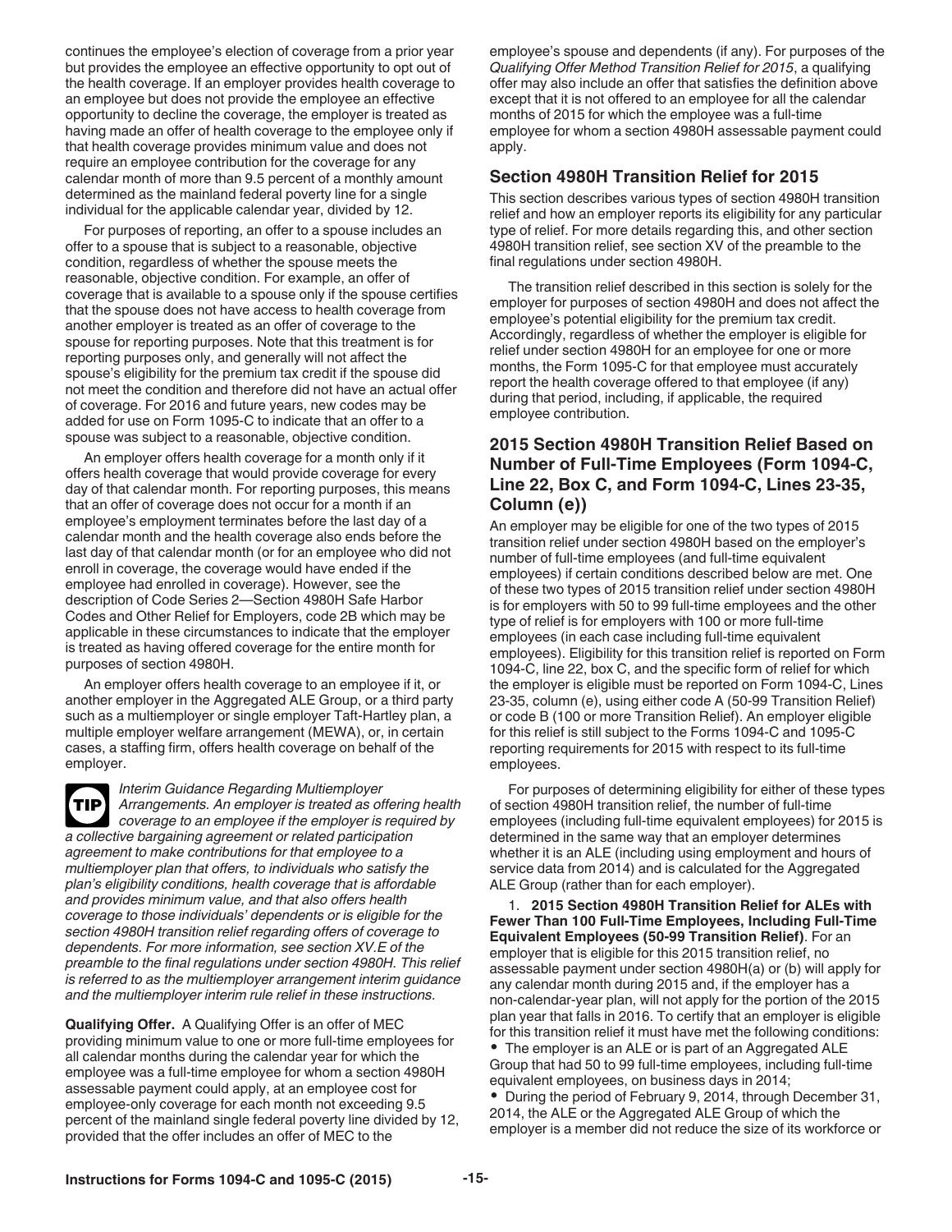continues the employee's election of coverage from a prior year but provides the employee an effective opportunity to opt out of the health coverage. If an employer provides health coverage to an employee but does not provide the employee an effective opportunity to decline the coverage, the employer is treated as having made an offer of health coverage to the employee only if that health coverage provides minimum value and does not require an employee contribution for the coverage for any calendar month of more than 9.5 percent of a monthly amount determined as the mainland federal poverty line for a single individual for the applicable calendar year, divided by 12.

For purposes of reporting, an offer to a spouse includes an offer to a spouse that is subject to a reasonable, objective condition, regardless of whether the spouse meets the reasonable, objective condition. For example, an offer of coverage that is available to a spouse only if the spouse certifies that the spouse does not have access to health coverage from another employer is treated as an offer of coverage to the spouse for reporting purposes. Note that this treatment is for reporting purposes only, and generally will not affect the spouse's eligibility for the premium tax credit if the spouse did not meet the condition and therefore did not have an actual offer of coverage. For 2016 and future years, new codes may be added for use on Form 1095-C to indicate that an offer to a spouse was subject to a reasonable, objective condition.

An employer offers health coverage for a month only if it offers health coverage that would provide coverage for every day of that calendar month. For reporting purposes, this means that an offer of coverage does not occur for a month if an employee's employment terminates before the last day of a calendar month and the health coverage also ends before the last day of that calendar month (or for an employee who did not enroll in coverage, the coverage would have ended if the employee had enrolled in coverage). However, see the description of Code Series 2—Section 4980H Safe Harbor Codes and Other Relief for Employers, code 2B which may be applicable in these circumstances to indicate that the employer is treated as having offered coverage for the entire month for purposes of section 4980H.

An employer offers health coverage to an employee if it, or another employer in the Aggregated ALE Group, or a third party such as a multiemployer or single employer Taft-Hartley plan, a multiple employer welfare arrangement (MEWA), or, in certain cases, a staffing firm, offers health coverage on behalf of the employer.

**TIP** *Interim Guidance Regarding Multiemployer Arrangements. An employer is treated as offering health coverage to an employee if the employer is required by a collective bargaining agreement or related participation agreement to make contributions for that employee to a multiemployer plan that offers, to individuals who satisfy the plan's eligibility conditions, health coverage that is affordable and provides minimum value, and that also offers health coverage to those individuals' dependents or is eligible for the section 4980H transition relief regarding offers of coverage to dependents. For more information, see section XV.E of the preamble to the final regulations under section 4980H. This relief is referred to as the multiemployer arrangement interim guidance and the multiemployer interim rule relief in these instructions.*

**Qualifying Offer.** A Qualifying Offer is an offer of MEC providing minimum value to one or more full-time employees for all calendar months during the calendar year for which the employee was a full-time employee for whom a section 4980H assessable payment could apply, at an employee cost for employee-only coverage for each month not exceeding 9.5 percent of the mainland single federal poverty line divided by 12, provided that the offer includes an offer of MEC to the employee's spouse and dependents (if any). For purposes of the *Qualifying Offer Method Transition Relief for 2015*, a qualifying offer may also include an offer that satisfies the definition above except that it is not offered to an employee for all the calendar months of 2015 for which the employee was a full-time employee for whom a section 4980H assessable payment could apply.

## Section 4980H Transition Relief for 2015

This section describes various types of section 4980H transition relief and how an employer reports its eligibility for any particular type of relief. For more details regarding this, and other section 4980H transition relief, see section XV of the preamble to the final regulations under section 4980H.

The transition relief described in this section is solely for the employer for purposes of section 4980H and does not affect the employee's potential eligibility for the premium tax credit. Accordingly, regardless of whether the employer is eligible for relief under section 4980H for an employee for one or more months, the Form 1095-C for that employee must accurately report the health coverage offered to that employee (if any) during that period, including, if applicable, the required employee contribution.

## 2015 Section 4980H Transition Relief Based on Number of Full-Time Employees (Form 1094-C, Line 22, Box C, and Form 1094-C, Lines 23-35, Column (e))

An employer may be eligible for one of the two types of 2015 transition relief under section 4980H based on the employer's number of full-time employees (and full-time equivalent employees) if certain conditions described below are met. One of these two types of 2015 transition relief under section 4980H is for employers with 50 to 99 full-time employees and the other type of relief is for employers with 100 or more full-time employees (in each case including full-time equivalent employees). Eligibility for this transition relief is reported on Form 1094-C, line 22, box C, and the specific form of relief for which the employer is eligible must be reported on Form 1094-C, Lines 23-35, column (e), using either code A (50-99 Transition Relief) or code B (100 or more Transition Relief). An employer eligible for this relief is still subject to the Forms 1094-C and 1095-C reporting requirements for 2015 with respect to its full-time employees.

For purposes of determining eligibility for either of these types of section 4980H transition relief, the number of full-time employees (including full-time equivalent employees) for 2015 is determined in the same way that an employer determines whether it is an ALE (including using employment and hours of service data from 2014) and is calculated for the Aggregated ALE Group (rather than for each employer).

1. **2015 Section 4980H Transition Relief for ALEs with Fewer Than 100 Full-Time Employees, Including Full-Time Equivalent Employees (50-99 Transition Relief)**. For an employer that is eligible for this 2015 transition relief, no assessable payment under section 4980H(a) or (b) will apply for any calendar month during 2015 and, if the employer has a non-calendar-year plan, will not apply for the portion of the 2015 plan year that falls in 2016. To certify that an employer is eligible for this transition relief it must have met the following conditions:

- The employer is an ALE or is part of an Aggregated ALE Group that had 50 to 99 full-time employees, including full-time equivalent employees, on business days in 2014;
- During the period of February 9, 2014, through December 31, 2014, the ALE or the Aggregated ALE Group of which the employer is a member did not reduce the size of its workforce or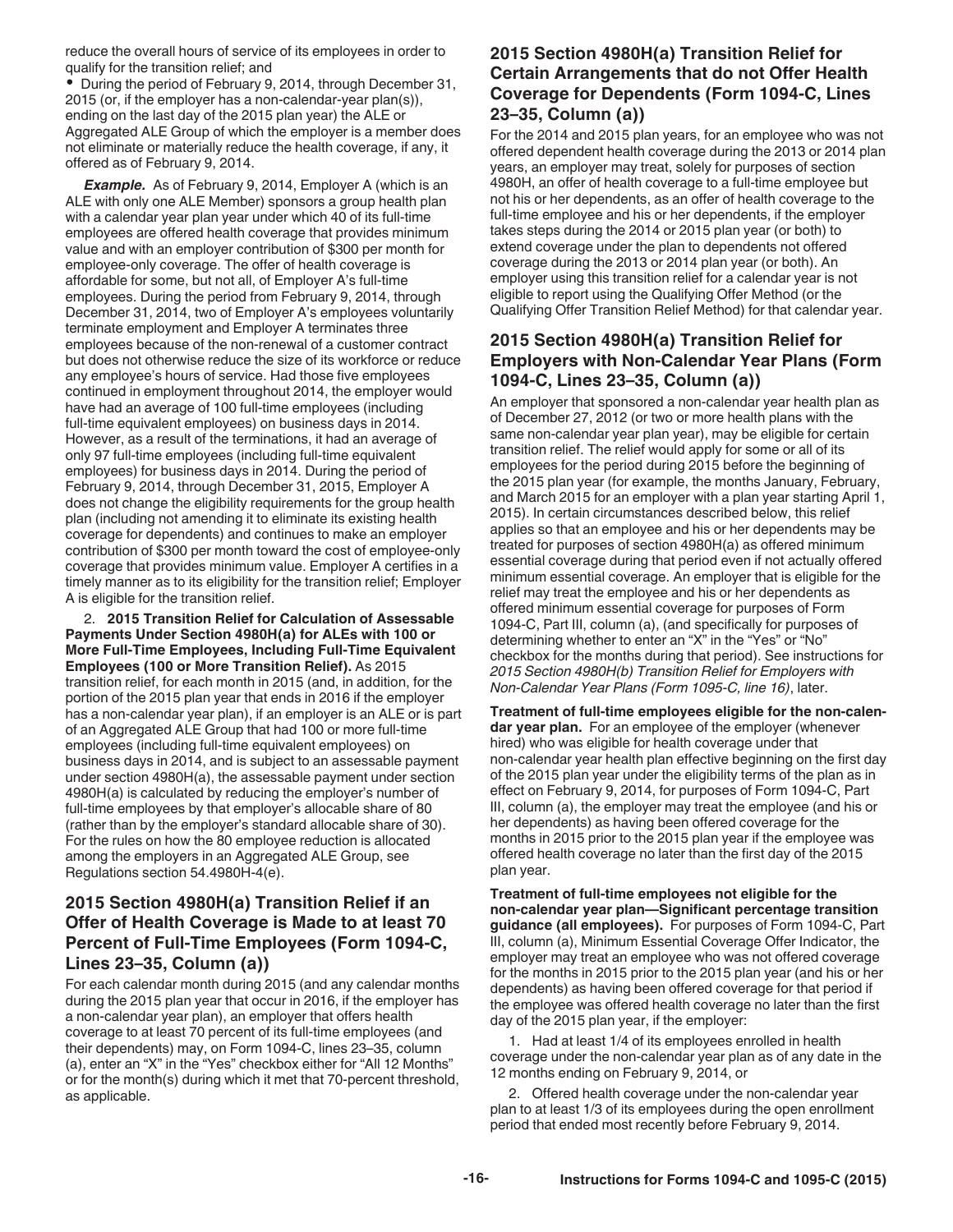reduce the overall hours of service of its employees in order to qualify for the transition relief; and

- During the period of February 9, 2014, through December 31, 2015 (or, if the employer has a non-calendar-year plan(s)), ending on the last day of the 2015 plan year) the ALE or Aggregated ALE Group of which the employer is a member does not eliminate or materially reduce the health coverage, if any, it offered as of February 9, 2014.

***Example.*** As of February 9, 2014, Employer A (which is an ALE with only one ALE Member) sponsors a group health plan with a calendar year plan year under which 40 of its full-time employees are offered health coverage that provides minimum value and with an employer contribution of $300 per month for employee-only coverage. The offer of health coverage is affordable for some, but not all, of Employer A's full-time employees. During the period from February 9, 2014, through December 31, 2014, two of Employer A's employees voluntarily terminate employment and Employer A terminates three employees because of the non-renewal of a customer contract but does not otherwise reduce the size of its workforce or reduce any employee's hours of service. Had those five employees continued in employment throughout 2014, the employer would have had an average of 100 full-time employees (including full-time equivalent employees) on business days in 2014. However, as a result of the terminations, it had an average of only 97 full-time employees (including full-time equivalent employees) for business days in 2014. During the period of February 9, 2014, through December 31, 2015, Employer A does not change the eligibility requirements for the group health plan (including not amending it to eliminate its existing health coverage for dependents) and continues to make an employer contribution of $300 per month toward the cost of employee-only coverage that provides minimum value. Employer A certifies in a timely manner as to its eligibility for the transition relief; Employer A is eligible for the transition relief.

2. **2015 Transition Relief for Calculation of Assessable Payments Under Section 4980H(a) for ALEs with 100 or More Full-Time Employees, Including Full-Time Equivalent Employees (100 or More Transition Relief).** As 2015 transition relief, for each month in 2015 (and, in addition, for the portion of the 2015 plan year that ends in 2016 if the employer has a non-calendar year plan), if an employer is an ALE or is part of an Aggregated ALE Group that had 100 or more full-time employees (including full-time equivalent employees) on business days in 2014, and is subject to an assessable payment under section 4980H(a), the assessable payment under section 4980H(a) is calculated by reducing the employer's number of full-time employees by that employer's allocable share of 80 (rather than by the employer's standard allocable share of 30). For the rules on how the 80 employee reduction is allocated among the employers in an Aggregated ALE Group, see Regulations section 54.4980H-4(e).

## 2015 Section 4980H(a) Transition Relief if an Offer of Health Coverage is Made to at least 70 Percent of Full-Time Employees (Form 1094-C, Lines 23–35, Column (a))

For each calendar month during 2015 (and any calendar months during the 2015 plan year that occur in 2016, if the employer has a non-calendar year plan), an employer that offers health coverage to at least 70 percent of its full-time employees (and their dependents) may, on Form 1094-C, lines 23–35, column (a), enter an "X" in the "Yes" checkbox either for "All 12 Months" or for the month(s) during which it met that 70-percent threshold, as applicable.

## 2015 Section 4980H(a) Transition Relief for Certain Arrangements that do not Offer Health Coverage for Dependents (Form 1094-C, Lines 23–35, Column (a))

For the 2014 and 2015 plan years, for an employee who was not offered dependent health coverage during the 2013 or 2014 plan years, an employer may treat, solely for purposes of section 4980H, an offer of health coverage to a full-time employee but not his or her dependents, as an offer of health coverage to the full-time employee and his or her dependents, if the employer takes steps during the 2014 or 2015 plan year (or both) to extend coverage under the plan to dependents not offered coverage during the 2013 or 2014 plan year (or both). An employer using this transition relief for a calendar year is not eligible to report using the Qualifying Offer Method (or the Qualifying Offer Transition Relief Method) for that calendar year.

## 2015 Section 4980H(a) Transition Relief for Employers with Non-Calendar Year Plans (Form 1094-C, Lines 23–35, Column (a))

An employer that sponsored a non-calendar year health plan as of December 27, 2012 (or two or more health plans with the same non-calendar year plan year), may be eligible for certain transition relief. The relief would apply for some or all of its employees for the period during 2015 before the beginning of the 2015 plan year (for example, the months January, February, and March 2015 for an employer with a plan year starting April 1, 2015). In certain circumstances described below, this relief applies so that an employee and his or her dependents may be treated for purposes of section 4980H(a) as offered minimum essential coverage during that period even if not actually offered minimum essential coverage. An employer that is eligible for the relief may treat the employee and his or her dependents as offered minimum essential coverage for purposes of Form 1094-C, Part III, column (a), (and specifically for purposes of determining whether to enter an "X" in the "Yes" or "No" checkbox for the months during that period). See instructions for *2015 Section 4980H(b) Transition Relief for Employers with Non-Calendar Year Plans (Form 1095-C, line 16)*, later.

**Treatment of full-time employees eligible for the non-calendar year plan.** For an employee of the employer (whenever hired) who was eligible for health coverage under that non-calendar year health plan effective beginning on the first day of the 2015 plan year under the eligibility terms of the plan as in effect on February 9, 2014, for purposes of Form 1094-C, Part III, column (a), the employer may treat the employee (and his or her dependents) as having been offered coverage for the months in 2015 prior to the 2015 plan year if the employee was offered health coverage no later than the first day of the 2015 plan year.

**Treatment of full-time employees not eligible for the non-calendar year plan—Significant percentage transition guidance (all employees).** For purposes of Form 1094-C, Part III, column (a), Minimum Essential Coverage Offer Indicator, the employer may treat an employee who was not offered coverage for the months in 2015 prior to the 2015 plan year (and his or her dependents) as having been offered coverage for that period if the employee was offered health coverage no later than the first day of the 2015 plan year, if the employer:

1. Had at least 1/4 of its employees enrolled in health coverage under the non-calendar year plan as of any date in the 12 months ending on February 9, 2014, or

2. Offered health coverage under the non-calendar year plan to at least 1/3 of its employees during the open enrollment period that ended most recently before February 9, 2014.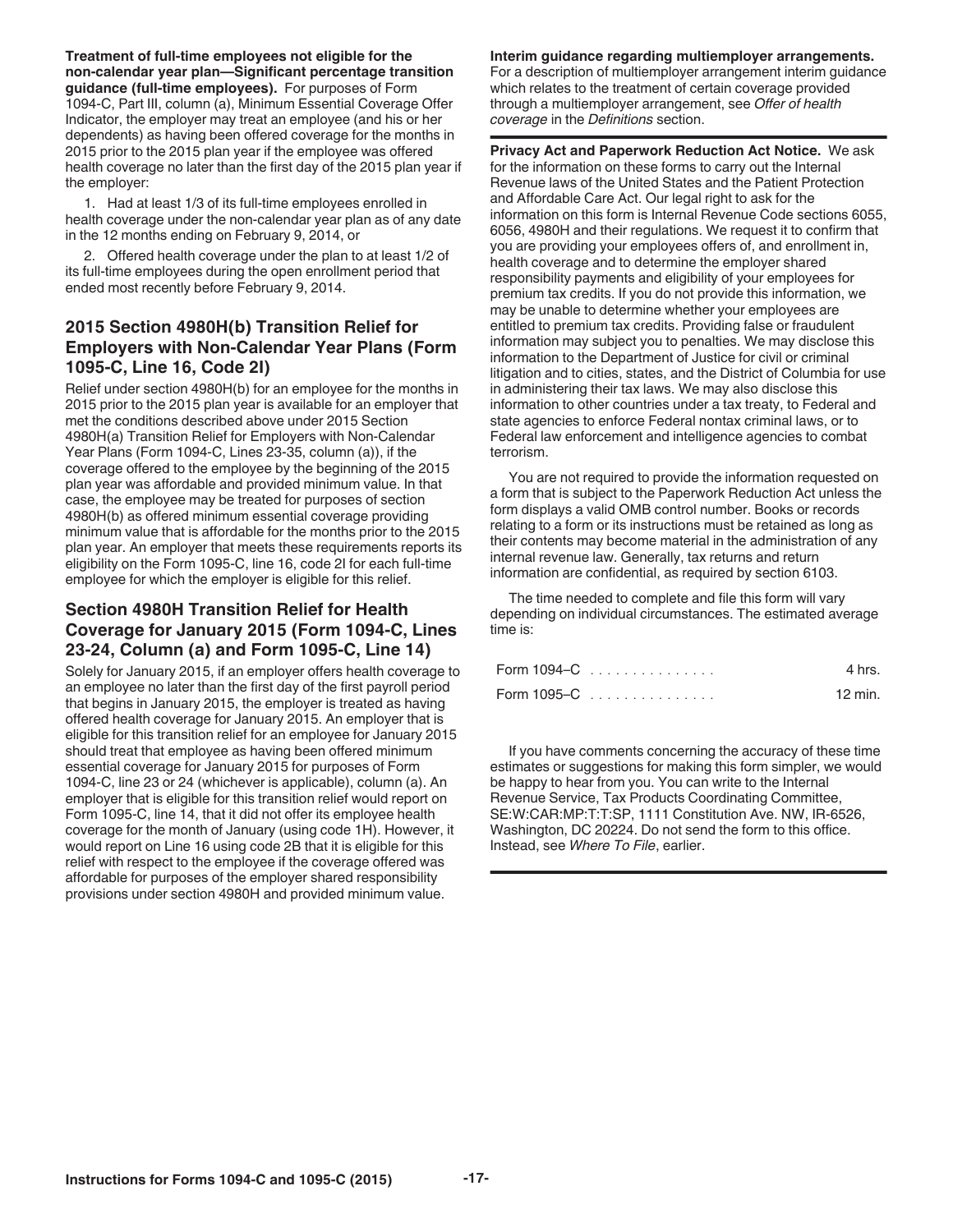**Treatment of full-time employees not eligible for the non-calendar year plan—Significant percentage transition guidance (full-time employees).** For purposes of Form 1094-C, Part III, column (a), Minimum Essential Coverage Offer Indicator, the employer may treat an employee (and his or her dependents) as having been offered coverage for the months in 2015 prior to the 2015 plan year if the employee was offered health coverage no later than the first day of the 2015 plan year if the employer:

1. Had at least 1/3 of its full-time employees enrolled in health coverage under the non-calendar year plan as of any date in the 12 months ending on February 9, 2014, or

2. Offered health coverage under the plan to at least 1/2 of its full-time employees during the open enrollment period that ended most recently before February 9, 2014.

## 2015 Section 4980H(b) Transition Relief for Employers with Non-Calendar Year Plans (Form 1095-C, Line 16, Code 2I)

Relief under section 4980H(b) for an employee for the months in 2015 prior to the 2015 plan year is available for an employer that met the conditions described above under 2015 Section 4980H(a) Transition Relief for Employers with Non-Calendar Year Plans (Form 1094-C, Lines 23-35, column (a)), if the coverage offered to the employee by the beginning of the 2015 plan year was affordable and provided minimum value. In that case, the employee may be treated for purposes of section 4980H(b) as offered minimum essential coverage providing minimum value that is affordable for the months prior to the 2015 plan year. An employer that meets these requirements reports its eligibility on the Form 1095-C, line 16, code 2I for each full-time employee for which the employer is eligible for this relief.

## Section 4980H Transition Relief for Health Coverage for January 2015 (Form 1094-C, Lines 23-24, Column (a) and Form 1095-C, Line 14)

Solely for January 2015, if an employer offers health coverage to an employee no later than the first day of the first payroll period that begins in January 2015, the employer is treated as having offered health coverage for January 2015. An employer that is eligible for this transition relief for an employee for January 2015 should treat that employee as having been offered minimum essential coverage for January 2015 for purposes of Form 1094-C, line 23 or 24 (whichever is applicable), column (a). An employer that is eligible for this transition relief would report on Form 1095-C, line 14, that it did not offer its employee health coverage for the month of January (using code 1H). However, it would report on Line 16 using code 2B that it is eligible for this relief with respect to the employee if the coverage offered was affordable for purposes of the employer shared responsibility provisions under section 4980H and provided minimum value.

**Interim guidance regarding multiemployer arrangements.** For a description of multiemployer arrangement interim guidance which relates to the treatment of certain coverage provided through a multiemployer arrangement, see *Offer of health coverage* in the *Definitions* section.

**Privacy Act and Paperwork Reduction Act Notice.** We ask for the information on these forms to carry out the Internal Revenue laws of the United States and the Patient Protection and Affordable Care Act. Our legal right to ask for the information on this form is Internal Revenue Code sections 6055, 6056, 4980H and their regulations. We request it to confirm that you are providing your employees offers of, and enrollment in, health coverage and to determine the employer shared responsibility payments and eligibility of your employees for premium tax credits. If you do not provide this information, we may be unable to determine whether your employees are entitled to premium tax credits. Providing false or fraudulent information may subject you to penalties. We may disclose this information to the Department of Justice for civil or criminal litigation and to cities, states, and the District of Columbia for use in administering their tax laws. We may also disclose this information to other countries under a tax treaty, to Federal and state agencies to enforce Federal nontax criminal laws, or to Federal law enforcement and intelligence agencies to combat terrorism.

You are not required to provide the information requested on a form that is subject to the Paperwork Reduction Act unless the form displays a valid OMB control number. Books or records relating to a form or its instructions must be retained as long as their contents may become material in the administration of any internal revenue law. Generally, tax returns and return information are confidential, as required by section 6103.

The time needed to complete and file this form will vary depending on individual circumstances. The estimated average time is:

| | |
|---|---|
| Form 1094–C | 4 hrs. |
| Form 1095–C | 12 min. |

If you have comments concerning the accuracy of these time estimates or suggestions for making this form simpler, we would be happy to hear from you. You can write to the Internal Revenue Service, Tax Products Coordinating Committee, SE:W:CAR:MP:T:T:SP, 1111 Constitution Ave. NW, IR-6526, Washington, DC 20224. Do not send the form to this office. Instead, see *Where To File*, earlier.